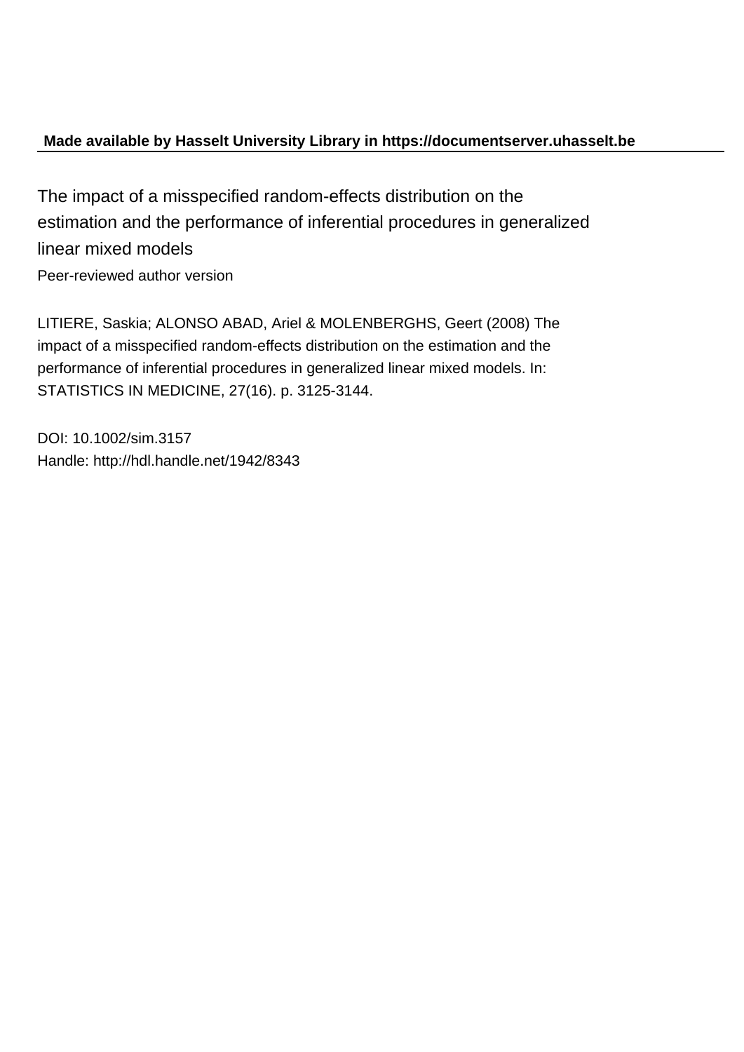**Made available by Hasselt University Library in https://documentserver.uhasselt.be**

# The impact of a misspecified random-effects distribution on the estimation and the performance of inferential procedures in generalized linear mixed models

Peer-reviewed author version

LITIERE, Saskia; ALONSO ABAD, Ariel & MOLENBERGHS, Geert (2008) The impact of a misspecified random-effects distribution on the estimation and the performance of inferential procedures in generalized linear mixed models. In: STATISTICS IN MEDICINE, 27(16). p. 3125-3144.

DOI: 10.1002/sim.3157
Handle: http://hdl.handle.net/1942/8343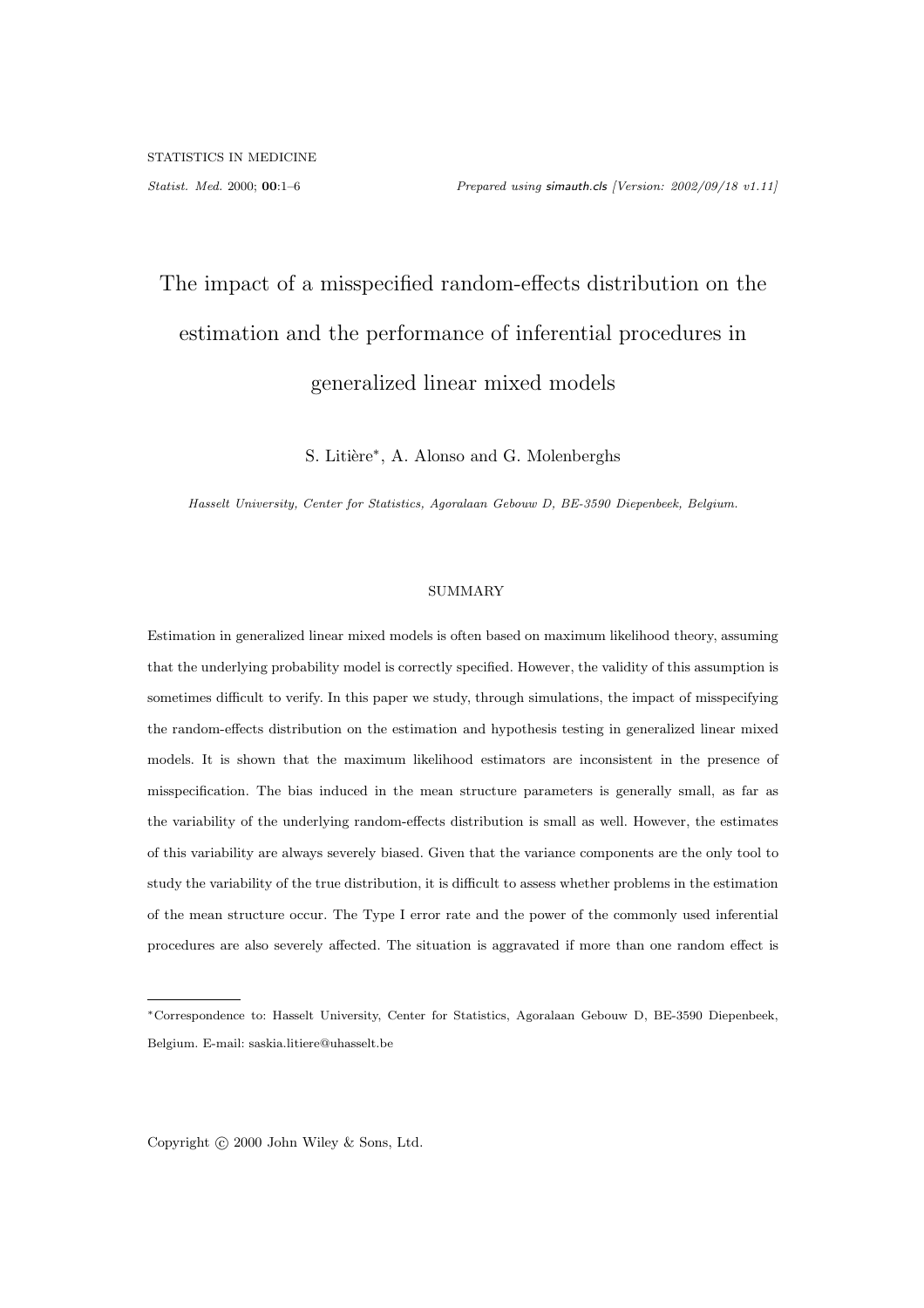# The impact of a misspecified random-effects distribution on the estimation and the performance of inferential procedures in generalized linear mixed models

S. Litière*, A. Alonso and G. Molenberghs

*Hasselt University, Center for Statistics, Agoralaan Gebouw D, BE-3590 Diepenbeek, Belgium.*

## SUMMARY

Estimation in generalized linear mixed models is often based on maximum likelihood theory, assuming that the underlying probability model is correctly specified. However, the validity of this assumption is sometimes difficult to verify. In this paper we study, through simulations, the impact of misspecifying the random-effects distribution on the estimation and hypothesis testing in generalized linear mixed models. It is shown that the maximum likelihood estimators are inconsistent in the presence of misspecification. The bias induced in the mean structure parameters is generally small, as far as the variability of the underlying random-effects distribution is small as well. However, the estimates of this variability are always severely biased. Given that the variance components are the only tool to study the variability of the true distribution, it is difficult to assess whether problems in the estimation of the mean structure occur. The Type I error rate and the power of the commonly used inferential procedures are also severely affected. The situation is aggravated if more than one random effect is

*Correspondence to: Hasselt University, Center for Statistics, Agoralaan Gebouw D, BE-3590 Diepenbeek, Belgium. E-mail: saskia.litiere@uhasselt.be

Copyright © 2000 John Wiley & Sons, Ltd.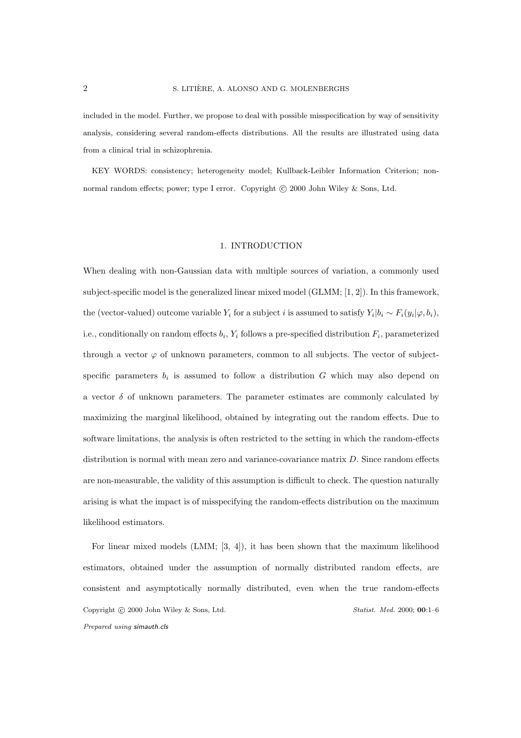included in the model. Further, we propose to deal with possible misspecification by way of sensitivity analysis, considering several random-effects distributions. All the results are illustrated using data from a clinical trial in schizophrenia.

KEY WORDS: consistency; heterogeneity model; Kullback-Leibler Information Criterion; non-normal random effects; power; type I error. Copyright © 2000 John Wiley & Sons, Ltd.

## 1. INTRODUCTION

When dealing with non-Gaussian data with multiple sources of variation, a commonly used subject-specific model is the generalized linear mixed model (GLMM; [1, 2]). In this framework, the (vector-valued) outcome variable $Y_i$ for a subject $i$ is assumed to satisfy $Y_i|b_i \sim F_i(y_i|\varphi, b_i)$, i.e., conditionally on random effects $b_i$, $Y_i$ follows a pre-specified distribution $F_i$, parameterized through a vector $\varphi$ of unknown parameters, common to all subjects. The vector of subject-specific parameters $b_i$ is assumed to follow a distribution $G$ which may also depend on a vector $\delta$ of unknown parameters. The parameter estimates are commonly calculated by maximizing the marginal likelihood, obtained by integrating out the random effects. Due to software limitations, the analysis is often restricted to the setting in which the random-effects distribution is normal with mean zero and variance-covariance matrix $D$. Since random effects are non-measurable, the validity of this assumption is difficult to check. The question naturally arising is what the impact is of misspecifying the random-effects distribution on the maximum likelihood estimators.

For linear mixed models (LMM; [3, 4]), it has been shown that the maximum likelihood estimators, obtained under the assumption of normally distributed random effects, are consistent and asymptotically normally distributed, even when the true random-effects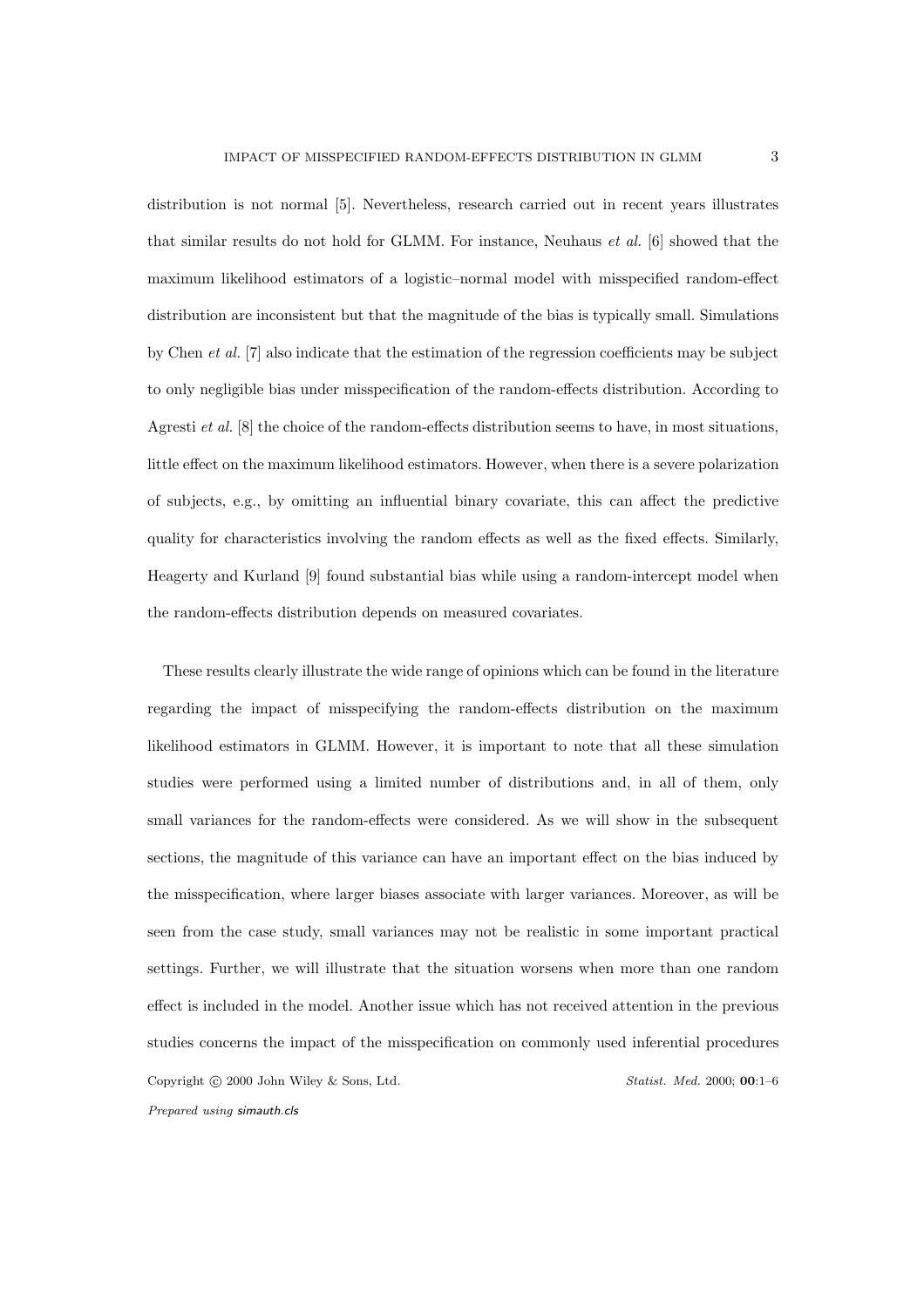distribution is not normal [5]. Nevertheless, research carried out in recent years illustrates that similar results do not hold for GLMM. For instance, Neuhaus *et al.* [6] showed that the maximum likelihood estimators of a logistic–normal model with misspecified random-effect distribution are inconsistent but that the magnitude of the bias is typically small. Simulations by Chen *et al.* [7] also indicate that the estimation of the regression coefficients may be subject to only negligible bias under misspecification of the random-effects distribution. According to Agresti *et al.* [8] the choice of the random-effects distribution seems to have, in most situations, little effect on the maximum likelihood estimators. However, when there is a severe polarization of subjects, e.g., by omitting an influential binary covariate, this can affect the predictive quality for characteristics involving the random effects as well as the fixed effects. Similarly, Heagerty and Kurland [9] found substantial bias while using a random-intercept model when the random-effects distribution depends on measured covariates.

These results clearly illustrate the wide range of opinions which can be found in the literature regarding the impact of misspecifying the random-effects distribution on the maximum likelihood estimators in GLMM. However, it is important to note that all these simulation studies were performed using a limited number of distributions and, in all of them, only small variances for the random-effects were considered. As we will show in the subsequent sections, the magnitude of this variance can have an important effect on the bias induced by the misspecification, where larger biases associate with larger variances. Moreover, as will be seen from the case study, small variances may not be realistic in some important practical settings. Further, we will illustrate that the situation worsens when more than one random effect is included in the model. Another issue which has not received attention in the previous studies concerns the impact of the misspecification on commonly used inferential procedures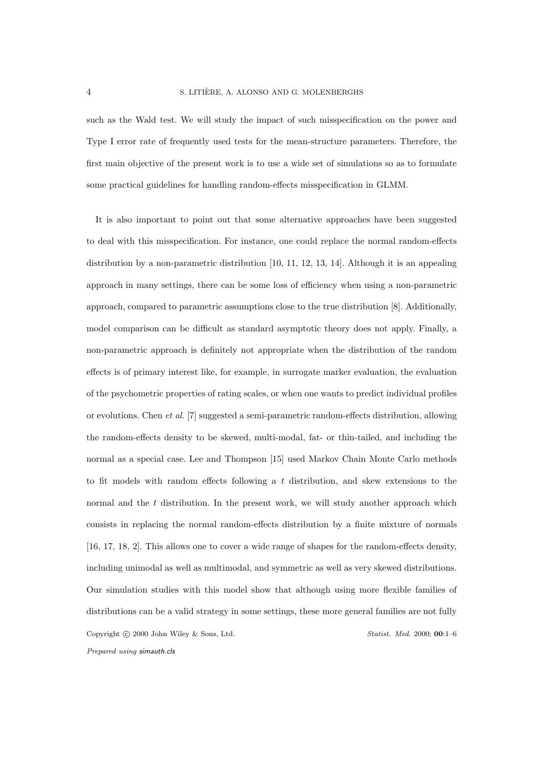such as the Wald test. We will study the impact of such misspecification on the power and Type I error rate of frequently used tests for the mean-structure parameters. Therefore, the first main objective of the present work is to use a wide set of simulations so as to formulate some practical guidelines for handling random-effects misspecification in GLMM.

It is also important to point out that some alternative approaches have been suggested to deal with this misspecification. For instance, one could replace the normal random-effects distribution by a non-parametric distribution [10, 11, 12, 13, 14]. Although it is an appealing approach in many settings, there can be some loss of efficiency when using a non-parametric approach, compared to parametric assumptions close to the true distribution [8]. Additionally, model comparison can be difficult as standard asymptotic theory does not apply. Finally, a non-parametric approach is definitely not appropriate when the distribution of the random effects is of primary interest like, for example, in surrogate marker evaluation, the evaluation of the psychometric properties of rating scales, or when one wants to predict individual profiles or evolutions. Chen *et al.* [7] suggested a semi-parametric random-effects distribution, allowing the random-effects density to be skewed, multi-modal, fat- or thin-tailed, and including the normal as a special case. Lee and Thompson [15] used Markov Chain Monte Carlo methods to fit models with random effects following a $t$ distribution, and skew extensions to the normal and the $t$ distribution. In the present work, we will study another approach which consists in replacing the normal random-effects distribution by a finite mixture of normals [16, 17, 18, 2]. This allows one to cover a wide range of shapes for the random-effects density, including unimodal as well as multimodal, and symmetric as well as very skewed distributions. Our simulation studies with this model show that although using more flexible families of distributions can be a valid strategy in some settings, these more general families are not fully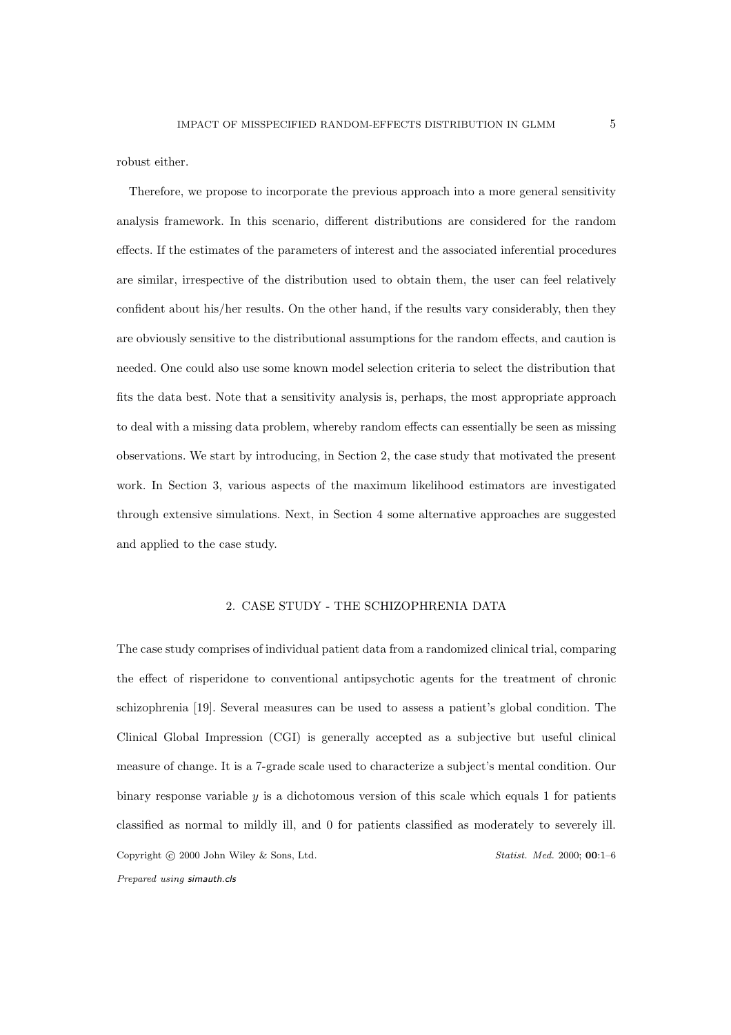robust either.

Therefore, we propose to incorporate the previous approach into a more general sensitivity analysis framework. In this scenario, different distributions are considered for the random effects. If the estimates of the parameters of interest and the associated inferential procedures are similar, irrespective of the distribution used to obtain them, the user can feel relatively confident about his/her results. On the other hand, if the results vary considerably, then they are obviously sensitive to the distributional assumptions for the random effects, and caution is needed. One could also use some known model selection criteria to select the distribution that fits the data best. Note that a sensitivity analysis is, perhaps, the most appropriate approach to deal with a missing data problem, whereby random effects can essentially be seen as missing observations. We start by introducing, in Section 2, the case study that motivated the present work. In Section 3, various aspects of the maximum likelihood estimators are investigated through extensive simulations. Next, in Section 4 some alternative approaches are suggested and applied to the case study.

## 2. CASE STUDY - THE SCHIZOPHRENIA DATA

The case study comprises of individual patient data from a randomized clinical trial, comparing the effect of risperidone to conventional antipsychotic agents for the treatment of chronic schizophrenia [19]. Several measures can be used to assess a patient's global condition. The Clinical Global Impression (CGI) is generally accepted as a subjective but useful clinical measure of change. It is a 7-grade scale used to characterize a subject's mental condition. Our binary response variable $y$ is a dichotomous version of this scale which equals 1 for patients classified as normal to mildly ill, and 0 for patients classified as moderately to severely ill.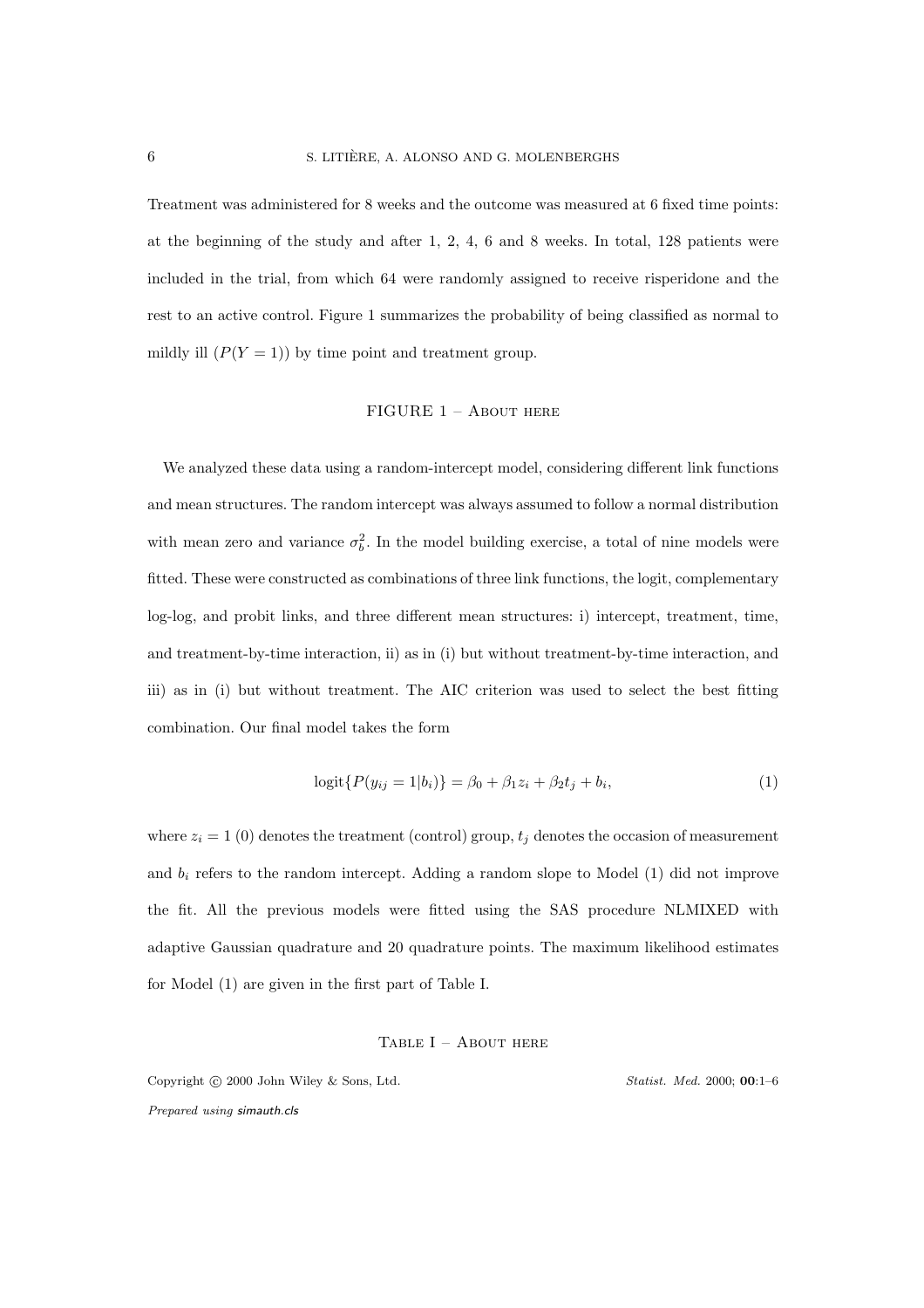Treatment was administered for 8 weeks and the outcome was measured at 6 fixed time points: at the beginning of the study and after 1, 2, 4, 6 and 8 weeks. In total, 128 patients were included in the trial, from which 64 were randomly assigned to receive risperidone and the rest to an active control. Figure 1 summarizes the probability of being classified as normal to mildly ill ($P(Y = 1)$) by time point and treatment group.

FIGURE 1 – About here

We analyzed these data using a random-intercept model, considering different link functions and mean structures. The random intercept was always assumed to follow a normal distribution with mean zero and variance $\sigma_b^2$. In the model building exercise, a total of nine models were fitted. These were constructed as combinations of three link functions, the logit, complementary log-log, and probit links, and three different mean structures: i) intercept, treatment, time, and treatment-by-time interaction, ii) as in (i) but without treatment-by-time interaction, and iii) as in (i) but without treatment. The AIC criterion was used to select the best fitting combination. Our final model takes the form

$$\text{logit}\{P(y_{ij} = 1|b_i)\} = \beta_0 + \beta_1 z_i + \beta_2 t_j + b_i, \tag{1}$$

where $z_i = 1$ (0) denotes the treatment (control) group, $t_j$ denotes the occasion of measurement and $b_i$ refers to the random intercept. Adding a random slope to Model (1) did not improve the fit. All the previous models were fitted using the SAS procedure NLMIXED with adaptive Gaussian quadrature and 20 quadrature points. The maximum likelihood estimates for Model (1) are given in the first part of Table I.

Table I – About here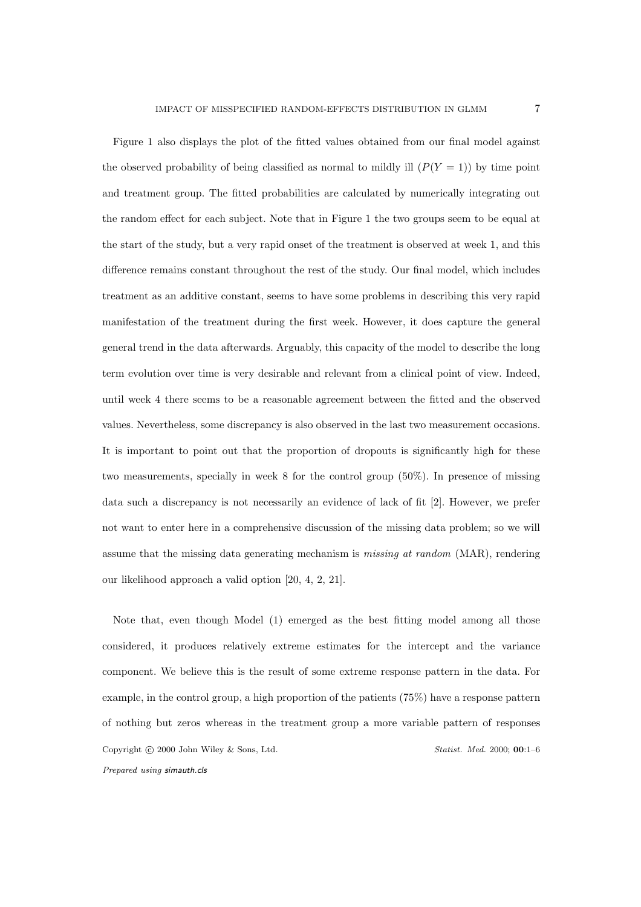Figure 1 also displays the plot of the fitted values obtained from our final model against the observed probability of being classified as normal to mildly ill ($P(Y = 1)$) by time point and treatment group. The fitted probabilities are calculated by numerically integrating out the random effect for each subject. Note that in Figure 1 the two groups seem to be equal at the start of the study, but a very rapid onset of the treatment is observed at week 1, and this difference remains constant throughout the rest of the study. Our final model, which includes treatment as an additive constant, seems to have some problems in describing this very rapid manifestation of the treatment during the first week. However, it does capture the general general trend in the data afterwards. Arguably, this capacity of the model to describe the long term evolution over time is very desirable and relevant from a clinical point of view. Indeed, until week 4 there seems to be a reasonable agreement between the fitted and the observed values. Nevertheless, some discrepancy is also observed in the last two measurement occasions. It is important to point out that the proportion of dropouts is significantly high for these two measurements, specially in week 8 for the control group (50%). In presence of missing data such a discrepancy is not necessarily an evidence of lack of fit [2]. However, we prefer not want to enter here in a comprehensive discussion of the missing data problem; so we will assume that the missing data generating mechanism is *missing at random* (MAR), rendering our likelihood approach a valid option [20, 4, 2, 21].

Note that, even though Model (1) emerged as the best fitting model among all those considered, it produces relatively extreme estimates for the intercept and the variance component. We believe this is the result of some extreme response pattern in the data. For example, in the control group, a high proportion of the patients (75%) have a response pattern of nothing but zeros whereas in the treatment group a more variable pattern of responses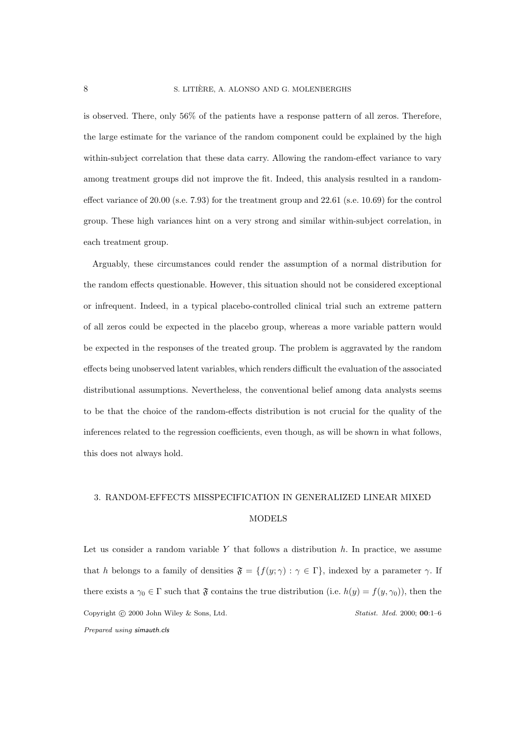is observed. There, only 56% of the patients have a response pattern of all zeros. Therefore, the large estimate for the variance of the random component could be explained by the high within-subject correlation that these data carry. Allowing the random-effect variance to vary among treatment groups did not improve the fit. Indeed, this analysis resulted in a random-effect variance of 20.00 (s.e. 7.93) for the treatment group and 22.61 (s.e. 10.69) for the control group. These high variances hint on a very strong and similar within-subject correlation, in each treatment group.

Arguably, these circumstances could render the assumption of a normal distribution for the random effects questionable. However, this situation should not be considered exceptional or infrequent. Indeed, in a typical placebo-controlled clinical trial such an extreme pattern of all zeros could be expected in the placebo group, whereas a more variable pattern would be expected in the responses of the treated group. The problem is aggravated by the random effects being unobserved latent variables, which renders difficult the evaluation of the associated distributional assumptions. Nevertheless, the conventional belief among data analysts seems to be that the choice of the random-effects distribution is not crucial for the quality of the inferences related to the regression coefficients, even though, as will be shown in what follows, this does not always hold.

## 3. RANDOM-EFFECTS MISSPECIFICATION IN GENERALIZED LINEAR MIXED MODELS

Let us consider a random variable $Y$ that follows a distribution $h$. In practice, we assume that $h$ belongs to a family of densities $\mathfrak{F} = \{f(y;\gamma) : \gamma \in \Gamma\}$, indexed by a parameter $\gamma$. If there exists a $\gamma_0 \in \Gamma$ such that $\mathfrak{F}$ contains the true distribution (i.e. $h(y) = f(y, \gamma_0)$), then the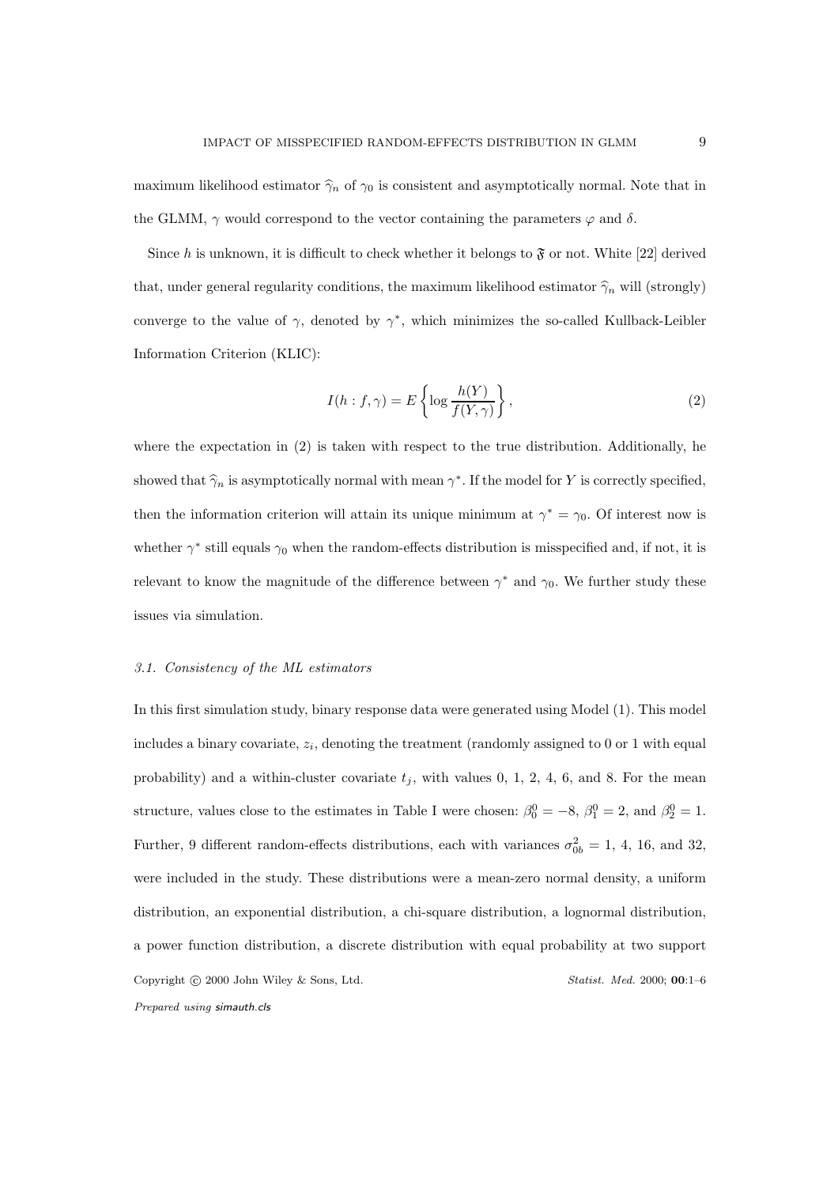maximum likelihood estimator $\widehat{\gamma}_n$ of $\gamma_0$ is consistent and asymptotically normal. Note that in the GLMM, $\gamma$ would correspond to the vector containing the parameters $\varphi$ and $\delta$.

Since $h$ is unknown, it is difficult to check whether it belongs to $\mathfrak{F}$ or not. White [22] derived that, under general regularity conditions, the maximum likelihood estimator $\widehat{\gamma}_n$ will (strongly) converge to the value of $\gamma$, denoted by $\gamma^*$, which minimizes the so-called Kullback-Leibler Information Criterion (KLIC):

$$I(h : f, \gamma) = E\left\{\log \frac{h(Y)}{f(Y, \gamma)}\right\}, \tag{2}$$

where the expectation in (2) is taken with respect to the true distribution. Additionally, he showed that $\widehat{\gamma}_n$ is asymptotically normal with mean $\gamma^*$. If the model for $Y$ is correctly specified, then the information criterion will attain its unique minimum at $\gamma^* = \gamma_0$. Of interest now is whether $\gamma^*$ still equals $\gamma_0$ when the random-effects distribution is misspecified and, if not, it is relevant to know the magnitude of the difference between $\gamma^*$ and $\gamma_0$. We further study these issues via simulation.

### *3.1. Consistency of the ML estimators*

In this first simulation study, binary response data were generated using Model (1). This model includes a binary covariate, $z_i$, denoting the treatment (randomly assigned to 0 or 1 with equal probability) and a within-cluster covariate $t_j$, with values 0, 1, 2, 4, 6, and 8. For the mean structure, values close to the estimates in Table I were chosen: $\beta_0^0 = -8$, $\beta_1^0 = 2$, and $\beta_2^0 = 1$. Further, 9 different random-effects distributions, each with variances $\sigma_{0b}^2 = 1$, 4, 16, and 32, were included in the study. These distributions were a mean-zero normal density, a uniform distribution, an exponential distribution, a chi-square distribution, a lognormal distribution, a power function distribution, a discrete distribution with equal probability at two support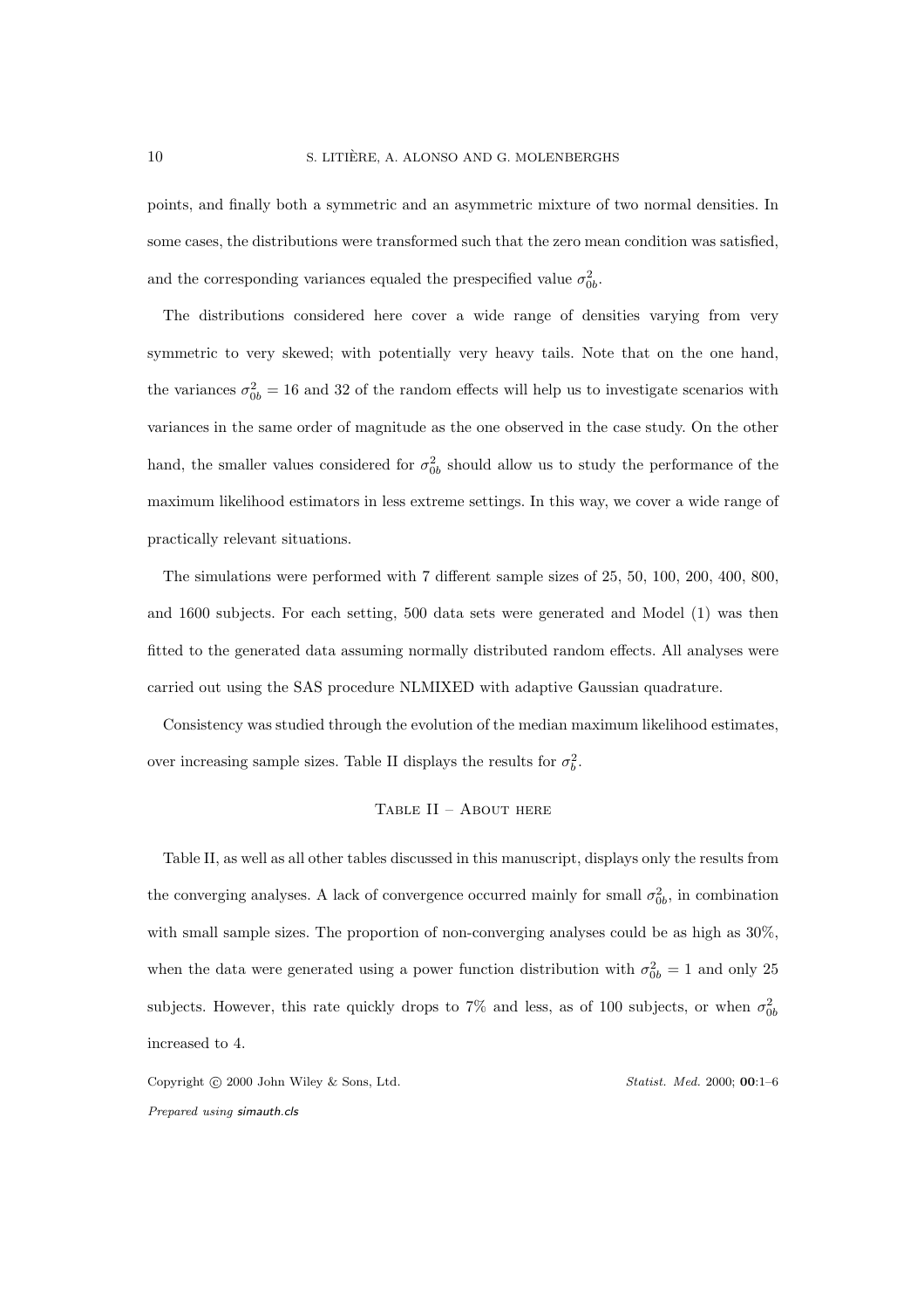points, and finally both a symmetric and an asymmetric mixture of two normal densities. In some cases, the distributions were transformed such that the zero mean condition was satisfied, and the corresponding variances equaled the prespecified value $\sigma^2_{0b}$.

The distributions considered here cover a wide range of densities varying from very symmetric to very skewed; with potentially very heavy tails. Note that on the one hand, the variances $\sigma^2_{0b} = 16$ and 32 of the random effects will help us to investigate scenarios with variances in the same order of magnitude as the one observed in the case study. On the other hand, the smaller values considered for $\sigma^2_{0b}$ should allow us to study the performance of the maximum likelihood estimators in less extreme settings. In this way, we cover a wide range of practically relevant situations.

The simulations were performed with 7 different sample sizes of 25, 50, 100, 200, 400, 800, and 1600 subjects. For each setting, 500 data sets were generated and Model (1) was then fitted to the generated data assuming normally distributed random effects. All analyses were carried out using the SAS procedure NLMIXED with adaptive Gaussian quadrature.

Consistency was studied through the evolution of the median maximum likelihood estimates, over increasing sample sizes. Table II displays the results for $\sigma^2_b$.

Table II – About here

Table II, as well as all other tables discussed in this manuscript, displays only the results from the converging analyses. A lack of convergence occurred mainly for small $\sigma^2_{0b}$, in combination with small sample sizes. The proportion of non-converging analyses could be as high as 30%, when the data were generated using a power function distribution with $\sigma^2_{0b} = 1$ and only 25 subjects. However, this rate quickly drops to 7% and less, as of 100 subjects, or when $\sigma^2_{0b}$ increased to 4.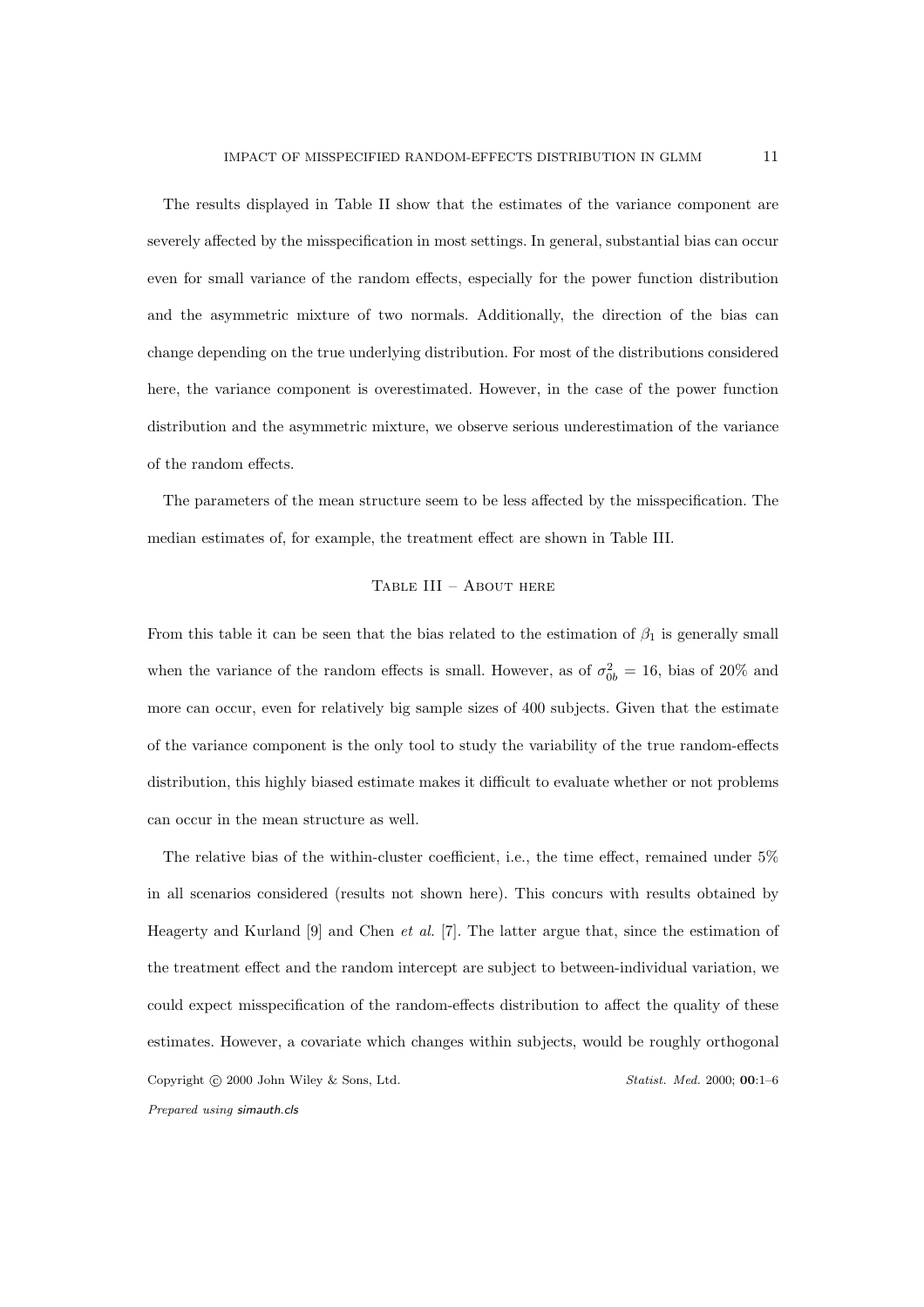The results displayed in Table II show that the estimates of the variance component are severely affected by the misspecification in most settings. In general, substantial bias can occur even for small variance of the random effects, especially for the power function distribution and the asymmetric mixture of two normals. Additionally, the direction of the bias can change depending on the true underlying distribution. For most of the distributions considered here, the variance component is overestimated. However, in the case of the power function distribution and the asymmetric mixture, we observe serious underestimation of the variance of the random effects.

The parameters of the mean structure seem to be less affected by the misspecification. The median estimates of, for example, the treatment effect are shown in Table III.

Table III – About here

From this table it can be seen that the bias related to the estimation of $\beta_1$ is generally small when the variance of the random effects is small. However, as of $\sigma^2_{0b} = 16$, bias of 20% and more can occur, even for relatively big sample sizes of 400 subjects. Given that the estimate of the variance component is the only tool to study the variability of the true random-effects distribution, this highly biased estimate makes it difficult to evaluate whether or not problems can occur in the mean structure as well.

The relative bias of the within-cluster coefficient, i.e., the time effect, remained under 5% in all scenarios considered (results not shown here). This concurs with results obtained by Heagerty and Kurland [9] and Chen *et al.* [7]. The latter argue that, since the estimation of the treatment effect and the random intercept are subject to between-individual variation, we could expect misspecification of the random-effects distribution to affect the quality of these estimates. However, a covariate which changes within subjects, would be roughly orthogonal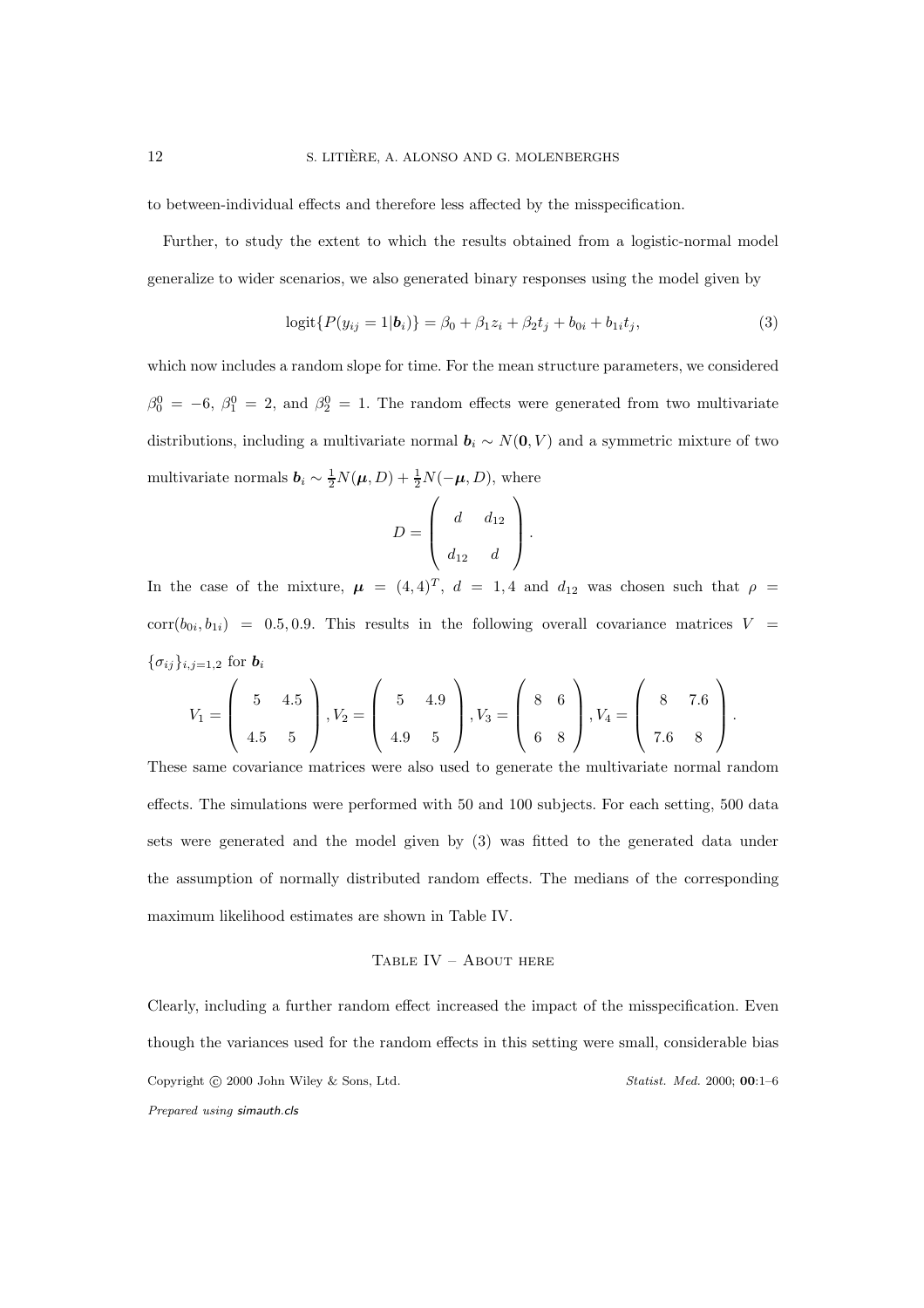to between-individual effects and therefore less affected by the misspecification.

Further, to study the extent to which the results obtained from a logistic-normal model generalize to wider scenarios, we also generated binary responses using the model given by

$$\text{logit}\{P(y_{ij} = 1|\boldsymbol{b}_i)\} = \beta_0 + \beta_1 z_i + \beta_2 t_j + b_{0i} + b_{1i} t_j, \tag{3}$$

which now includes a random slope for time. For the mean structure parameters, we considered $\beta_0^0 = -6$, $\beta_1^0 = 2$, and $\beta_2^0 = 1$. The random effects were generated from two multivariate distributions, including a multivariate normal $\boldsymbol{b}_i \sim N(\mathbf{0}, V)$ and a symmetric mixture of two multivariate normals $\boldsymbol{b}_i \sim \frac{1}{2}N(\boldsymbol{\mu}, D) + \frac{1}{2}N(-\boldsymbol{\mu}, D)$, where

$$D = \begin{pmatrix} d & d_{12} \\ d_{12} & d \end{pmatrix}.$$

In the case of the mixture, $\boldsymbol{\mu} = (4, 4)^T$, $d = 1, 4$ and $d_{12}$ was chosen such that $\rho = \text{corr}(b_{0i}, b_{1i}) = 0.5, 0.9$. This results in the following overall covariance matrices $V = \{\sigma_{ij}\}_{i,j=1,2}$ for $\boldsymbol{b}_i$

$$V_1 = \begin{pmatrix} 5 & 4.5 \\ 4.5 & 5 \end{pmatrix}, V_2 = \begin{pmatrix} 5 & 4.9 \\ 4.9 & 5 \end{pmatrix}, V_3 = \begin{pmatrix} 8 & 6 \\ 6 & 8 \end{pmatrix}, V_4 = \begin{pmatrix} 8 & 7.6 \\ 7.6 & 8 \end{pmatrix}.$$

These same covariance matrices were also used to generate the multivariate normal random effects. The simulations were performed with 50 and 100 subjects. For each setting, 500 data sets were generated and the model given by (3) was fitted to the generated data under the assumption of normally distributed random effects. The medians of the corresponding maximum likelihood estimates are shown in Table IV.

Table IV – About here

Clearly, including a further random effect increased the impact of the misspecification. Even though the variances used for the random effects in this setting were small, considerable bias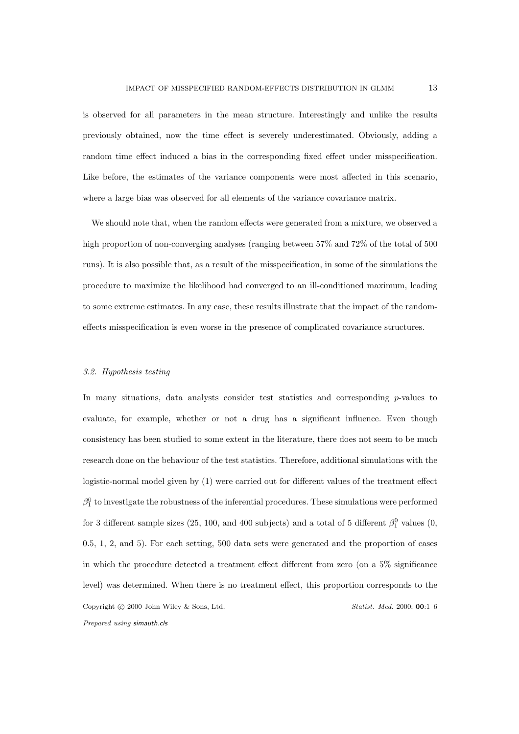is observed for all parameters in the mean structure. Interestingly and unlike the results previously obtained, now the time effect is severely underestimated. Obviously, adding a random time effect induced a bias in the corresponding fixed effect under misspecification. Like before, the estimates of the variance components were most affected in this scenario, where a large bias was observed for all elements of the variance covariance matrix.

We should note that, when the random effects were generated from a mixture, we observed a high proportion of non-converging analyses (ranging between 57% and 72% of the total of 500 runs). It is also possible that, as a result of the misspecification, in some of the simulations the procedure to maximize the likelihood had converged to an ill-conditioned maximum, leading to some extreme estimates. In any case, these results illustrate that the impact of the random-effects misspecification is even worse in the presence of complicated covariance structures.

### *3.2. Hypothesis testing*

In many situations, data analysts consider test statistics and corresponding $p$-values to evaluate, for example, whether or not a drug has a significant influence. Even though consistency has been studied to some extent in the literature, there does not seem to be much research done on the behaviour of the test statistics. Therefore, additional simulations with the logistic-normal model given by (1) were carried out for different values of the treatment effect $\beta_1^0$ to investigate the robustness of the inferential procedures. These simulations were performed for 3 different sample sizes (25, 100, and 400 subjects) and a total of 5 different $\beta_1^0$ values (0, 0.5, 1, 2, and 5). For each setting, 500 data sets were generated and the proportion of cases in which the procedure detected a treatment effect different from zero (on a 5% significance level) was determined. When there is no treatment effect, this proportion corresponds to the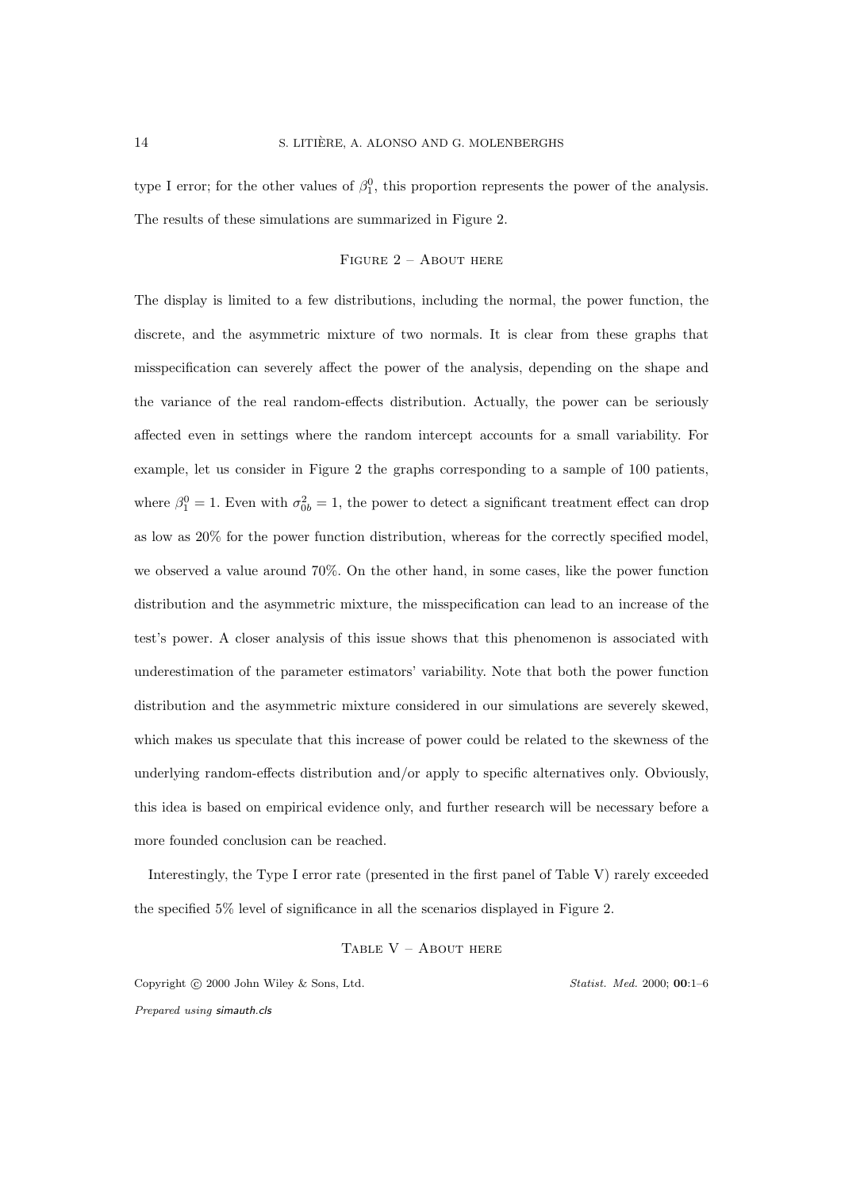type I error; for the other values of $\beta_1^0$, this proportion represents the power of the analysis. The results of these simulations are summarized in Figure 2.

FIGURE 2 – ABOUT HERE

The display is limited to a few distributions, including the normal, the power function, the discrete, and the asymmetric mixture of two normals. It is clear from these graphs that misspecification can severely affect the power of the analysis, depending on the shape and the variance of the real random-effects distribution. Actually, the power can be seriously affected even in settings where the random intercept accounts for a small variability. For example, let us consider in Figure 2 the graphs corresponding to a sample of 100 patients, where $\beta_1^0 = 1$. Even with $\sigma_{0b}^2 = 1$, the power to detect a significant treatment effect can drop as low as 20% for the power function distribution, whereas for the correctly specified model, we observed a value around 70%. On the other hand, in some cases, like the power function distribution and the asymmetric mixture, the misspecification can lead to an increase of the test's power. A closer analysis of this issue shows that this phenomenon is associated with underestimation of the parameter estimators' variability. Note that both the power function distribution and the asymmetric mixture considered in our simulations are severely skewed, which makes us speculate that this increase of power could be related to the skewness of the underlying random-effects distribution and/or apply to specific alternatives only. Obviously, this idea is based on empirical evidence only, and further research will be necessary before a more founded conclusion can be reached.

Interestingly, the Type I error rate (presented in the first panel of Table V) rarely exceeded the specified 5% level of significance in all the scenarios displayed in Figure 2.

TABLE V – ABOUT HERE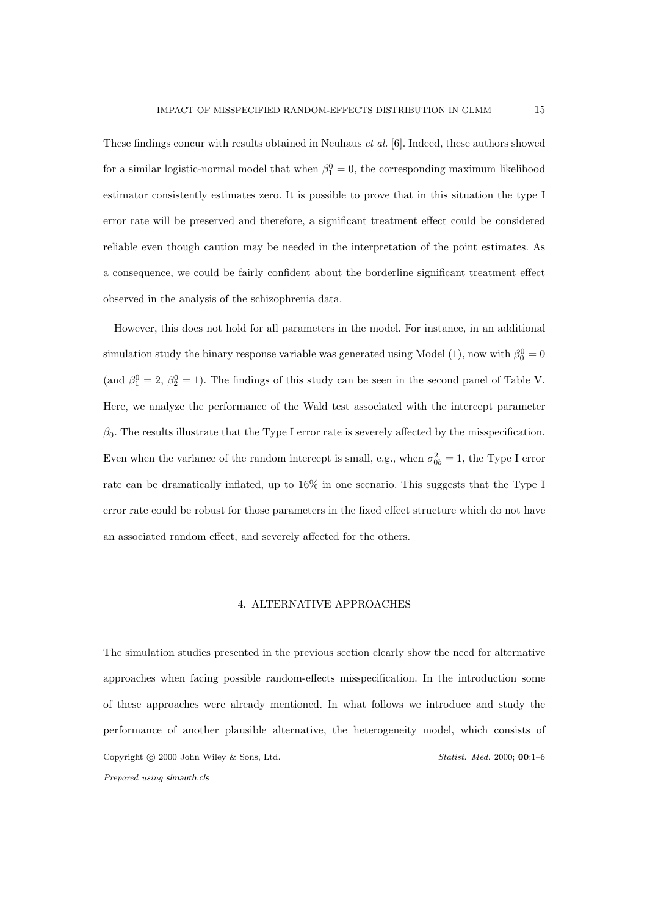These findings concur with results obtained in Neuhaus *et al.* [6]. Indeed, these authors showed for a similar logistic-normal model that when $\beta_1^0 = 0$, the corresponding maximum likelihood estimator consistently estimates zero. It is possible to prove that in this situation the type I error rate will be preserved and therefore, a significant treatment effect could be considered reliable even though caution may be needed in the interpretation of the point estimates. As a consequence, we could be fairly confident about the borderline significant treatment effect observed in the analysis of the schizophrenia data.

However, this does not hold for all parameters in the model. For instance, in an additional simulation study the binary response variable was generated using Model (1), now with $\beta_0^0 = 0$ (and $\beta_1^0 = 2$, $\beta_2^0 = 1$). The findings of this study can be seen in the second panel of Table V. Here, we analyze the performance of the Wald test associated with the intercept parameter $\beta_0$. The results illustrate that the Type I error rate is severely affected by the misspecification. Even when the variance of the random intercept is small, e.g., when $\sigma_{0b}^2 = 1$, the Type I error rate can be dramatically inflated, up to 16% in one scenario. This suggests that the Type I error rate could be robust for those parameters in the fixed effect structure which do not have an associated random effect, and severely affected for the others.

## 4. ALTERNATIVE APPROACHES

The simulation studies presented in the previous section clearly show the need for alternative approaches when facing possible random-effects misspecification. In the introduction some of these approaches were already mentioned. In what follows we introduce and study the performance of another plausible alternative, the heterogeneity model, which consists of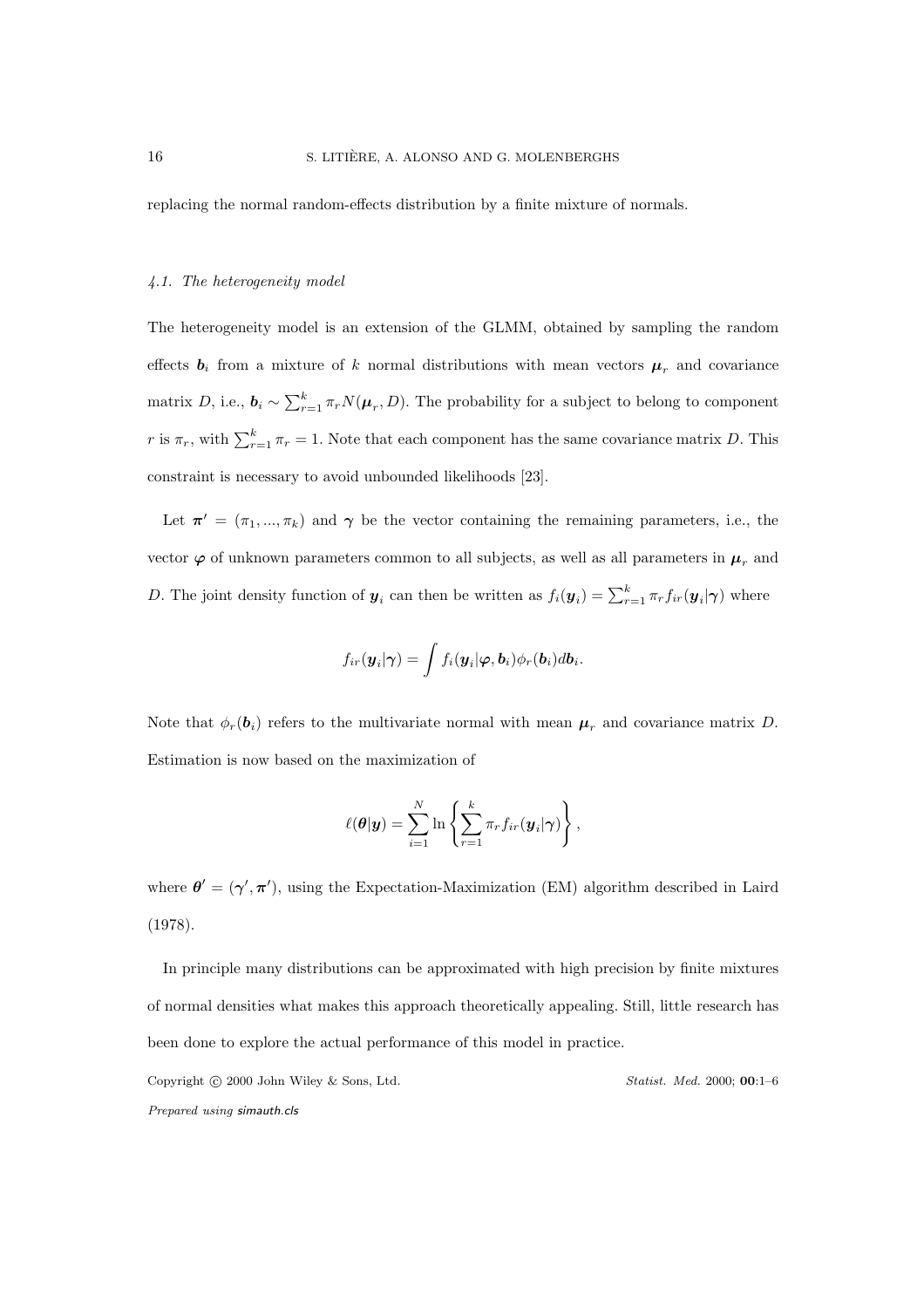replacing the normal random-effects distribution by a finite mixture of normals.

### *4.1. The heterogeneity model*

The heterogeneity model is an extension of the GLMM, obtained by sampling the random effects $\boldsymbol{b}_i$ from a mixture of $k$ normal distributions with mean vectors $\boldsymbol{\mu}_r$ and covariance matrix $D$, i.e., $\boldsymbol{b}_i \sim \sum_{r=1}^{k} \pi_r N(\boldsymbol{\mu}_r, D)$. The probability for a subject to belong to component $r$ is $\pi_r$, with $\sum_{r=1}^{k} \pi_r = 1$. Note that each component has the same covariance matrix $D$. This constraint is necessary to avoid unbounded likelihoods [23].

Let $\boldsymbol{\pi}' = (\pi_1, ..., \pi_k)$ and $\boldsymbol{\gamma}$ be the vector containing the remaining parameters, i.e., the vector $\boldsymbol{\varphi}$ of unknown parameters common to all subjects, as well as all parameters in $\boldsymbol{\mu}_r$ and $D$. The joint density function of $\boldsymbol{y}_i$ can then be written as $f_i(\boldsymbol{y}_i) = \sum_{r=1}^{k} \pi_r f_{ir}(\boldsymbol{y}_i|\boldsymbol{\gamma})$ where

$$
f_{ir}(\boldsymbol{y}_i|\boldsymbol{\gamma}) = \int f_i(\boldsymbol{y}_i|\boldsymbol{\varphi}, \boldsymbol{b}_i)\phi_r(\boldsymbol{b}_i)d\boldsymbol{b}_i.
$$

Note that $\phi_r(\boldsymbol{b}_i)$ refers to the multivariate normal with mean $\boldsymbol{\mu}_r$ and covariance matrix $D$. Estimation is now based on the maximization of

$$
\ell(\boldsymbol{\theta}|\boldsymbol{y}) = \sum_{i=1}^{N} \ln \left\{ \sum_{r=1}^{k} \pi_r f_{ir}(\boldsymbol{y}_i|\boldsymbol{\gamma}) \right\},
$$

where $\boldsymbol{\theta}' = (\boldsymbol{\gamma}', \boldsymbol{\pi}')$, using the Expectation-Maximization (EM) algorithm described in Laird (1978).

In principle many distributions can be approximated with high precision by finite mixtures of normal densities what makes this approach theoretically appealing. Still, little research has been done to explore the actual performance of this model in practice.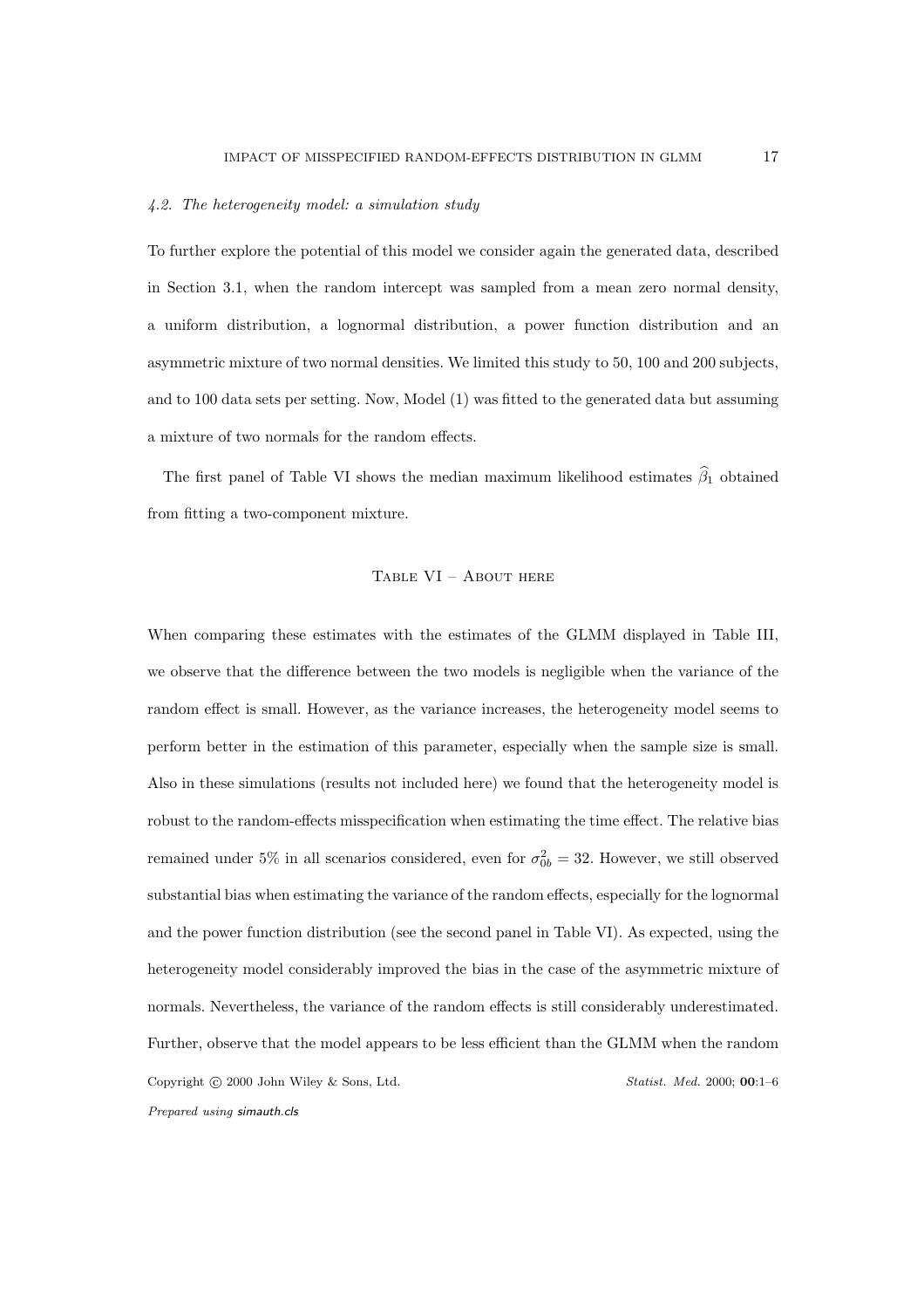*4.2. The heterogeneity model: a simulation study*

To further explore the potential of this model we consider again the generated data, described in Section 3.1, when the random intercept was sampled from a mean zero normal density, a uniform distribution, a lognormal distribution, a power function distribution and an asymmetric mixture of two normal densities. We limited this study to 50, 100 and 200 subjects, and to 100 data sets per setting. Now, Model (1) was fitted to the generated data but assuming a mixture of two normals for the random effects.

The first panel of Table VI shows the median maximum likelihood estimates $\widehat{\beta}_1$ obtained from fitting a two-component mixture.

Table VI – About here

When comparing these estimates with the estimates of the GLMM displayed in Table III, we observe that the difference between the two models is negligible when the variance of the random effect is small. However, as the variance increases, the heterogeneity model seems to perform better in the estimation of this parameter, especially when the sample size is small. Also in these simulations (results not included here) we found that the heterogeneity model is robust to the random-effects misspecification when estimating the time effect. The relative bias remained under 5% in all scenarios considered, even for $\sigma^2_{0b} = 32$. However, we still observed substantial bias when estimating the variance of the random effects, especially for the lognormal and the power function distribution (see the second panel in Table VI). As expected, using the heterogeneity model considerably improved the bias in the case of the asymmetric mixture of normals. Nevertheless, the variance of the random effects is still considerably underestimated. Further, observe that the model appears to be less efficient than the GLMM when the random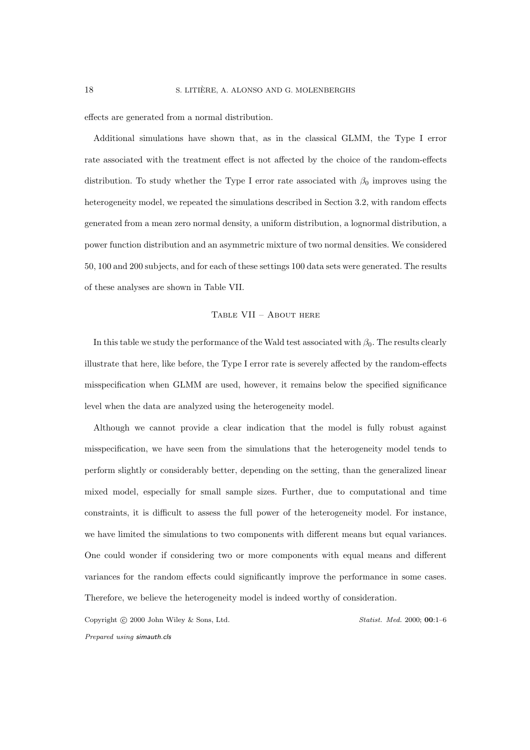effects are generated from a normal distribution.

Additional simulations have shown that, as in the classical GLMM, the Type I error rate associated with the treatment effect is not affected by the choice of the random-effects distribution. To study whether the Type I error rate associated with $\beta_0$ improves using the heterogeneity model, we repeated the simulations described in Section 3.2, with random effects generated from a mean zero normal density, a uniform distribution, a lognormal distribution, a power function distribution and an asymmetric mixture of two normal densities. We considered 50, 100 and 200 subjects, and for each of these settings 100 data sets were generated. The results of these analyses are shown in Table VII.

Table VII – About here

In this table we study the performance of the Wald test associated with $\beta_0$. The results clearly illustrate that here, like before, the Type I error rate is severely affected by the random-effects misspecification when GLMM are used, however, it remains below the specified significance level when the data are analyzed using the heterogeneity model.

Although we cannot provide a clear indication that the model is fully robust against misspecification, we have seen from the simulations that the heterogeneity model tends to perform slightly or considerably better, depending on the setting, than the generalized linear mixed model, especially for small sample sizes. Further, due to computational and time constraints, it is difficult to assess the full power of the heterogeneity model. For instance, we have limited the simulations to two components with different means but equal variances. One could wonder if considering two or more components with equal means and different variances for the random effects could significantly improve the performance in some cases. Therefore, we believe the heterogeneity model is indeed worthy of consideration.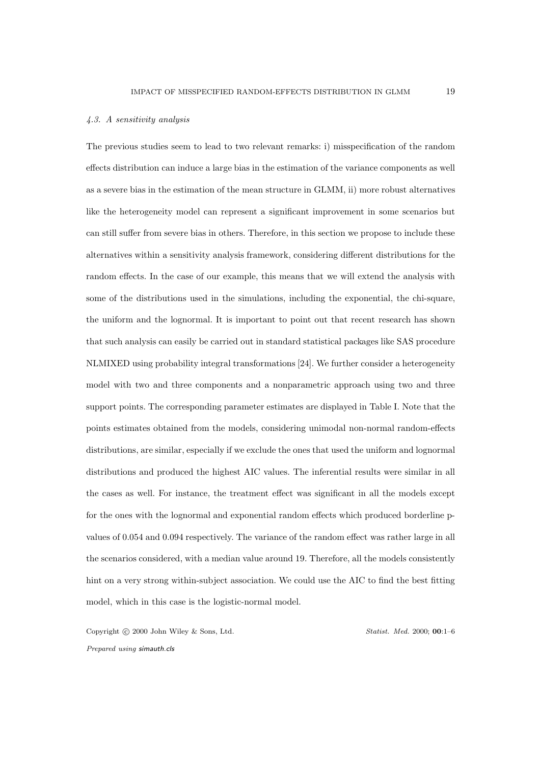*4.3. A sensitivity analysis*

The previous studies seem to lead to two relevant remarks: i) misspecification of the random effects distribution can induce a large bias in the estimation of the variance components as well as a severe bias in the estimation of the mean structure in GLMM, ii) more robust alternatives like the heterogeneity model can represent a significant improvement in some scenarios but can still suffer from severe bias in others. Therefore, in this section we propose to include these alternatives within a sensitivity analysis framework, considering different distributions for the random effects. In the case of our example, this means that we will extend the analysis with some of the distributions used in the simulations, including the exponential, the chi-square, the uniform and the lognormal. It is important to point out that recent research has shown that such analysis can easily be carried out in standard statistical packages like SAS procedure NLMIXED using probability integral transformations [24]. We further consider a heterogeneity model with two and three components and a nonparametric approach using two and three support points. The corresponding parameter estimates are displayed in Table I. Note that the points estimates obtained from the models, considering unimodal non-normal random-effects distributions, are similar, especially if we exclude the ones that used the uniform and lognormal distributions and produced the highest AIC values. The inferential results were similar in all the cases as well. For instance, the treatment effect was significant in all the models except for the ones with the lognormal and exponential random effects which produced borderline p-values of 0.054 and 0.094 respectively. The variance of the random effect was rather large in all the scenarios considered, with a median value around 19. Therefore, all the models consistently hint on a very strong within-subject association. We could use the AIC to find the best fitting model, which in this case is the logistic-normal model.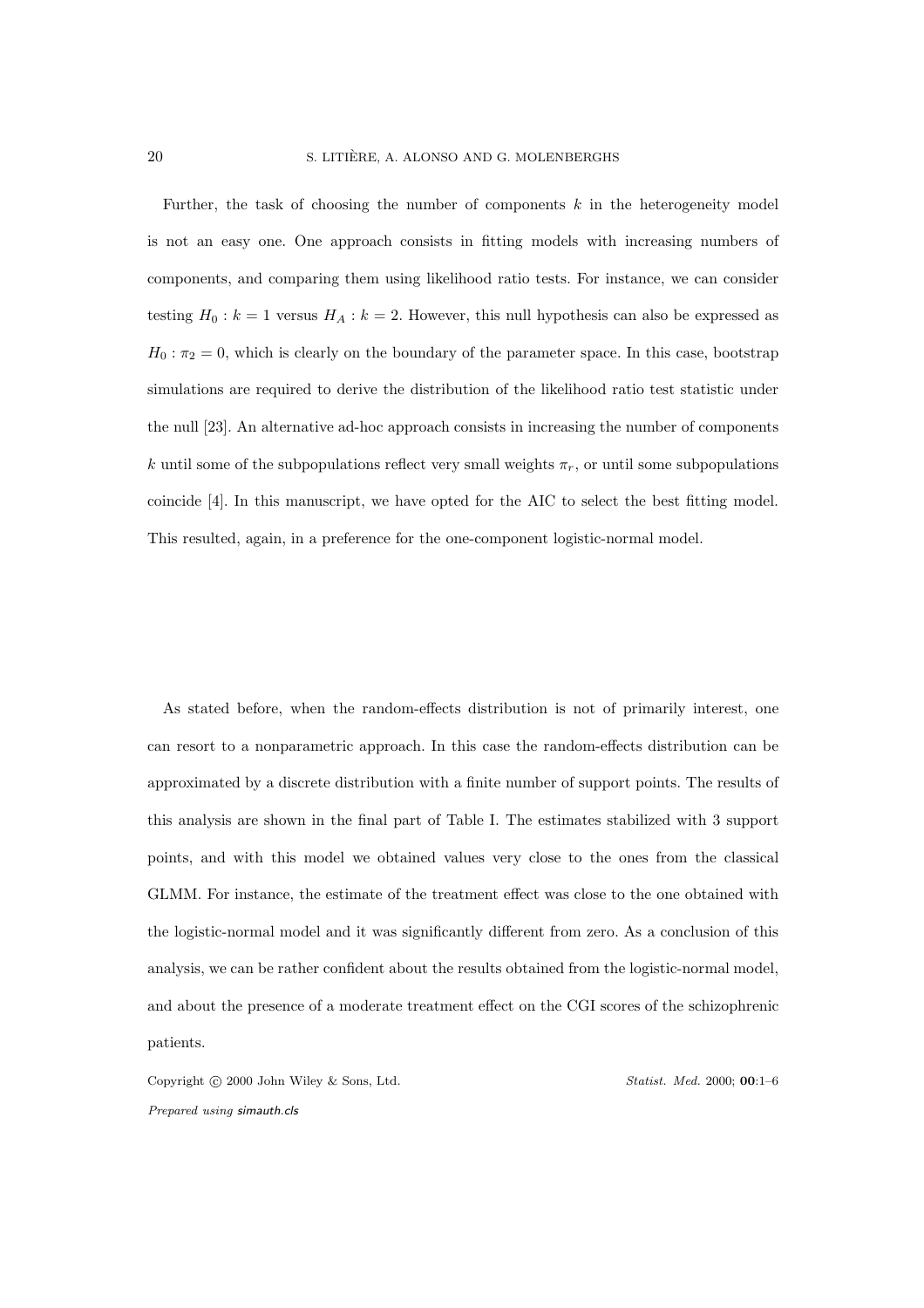Further, the task of choosing the number of components $k$ in the heterogeneity model is not an easy one. One approach consists in fitting models with increasing numbers of components, and comparing them using likelihood ratio tests. For instance, we can consider testing $H_0 : k = 1$ versus $H_A : k = 2$. However, this null hypothesis can also be expressed as $H_0 : \pi_2 = 0$, which is clearly on the boundary of the parameter space. In this case, bootstrap simulations are required to derive the distribution of the likelihood ratio test statistic under the null [23]. An alternative ad-hoc approach consists in increasing the number of components $k$ until some of the subpopulations reflect very small weights $\pi_r$, or until some subpopulations coincide [4]. In this manuscript, we have opted for the AIC to select the best fitting model. This resulted, again, in a preference for the one-component logistic-normal model.

As stated before, when the random-effects distribution is not of primarily interest, one can resort to a nonparametric approach. In this case the random-effects distribution can be approximated by a discrete distribution with a finite number of support points. The results of this analysis are shown in the final part of Table I. The estimates stabilized with 3 support points, and with this model we obtained values very close to the ones from the classical GLMM. For instance, the estimate of the treatment effect was close to the one obtained with the logistic-normal model and it was significantly different from zero. As a conclusion of this analysis, we can be rather confident about the results obtained from the logistic-normal model, and about the presence of a moderate treatment effect on the CGI scores of the schizophrenic patients.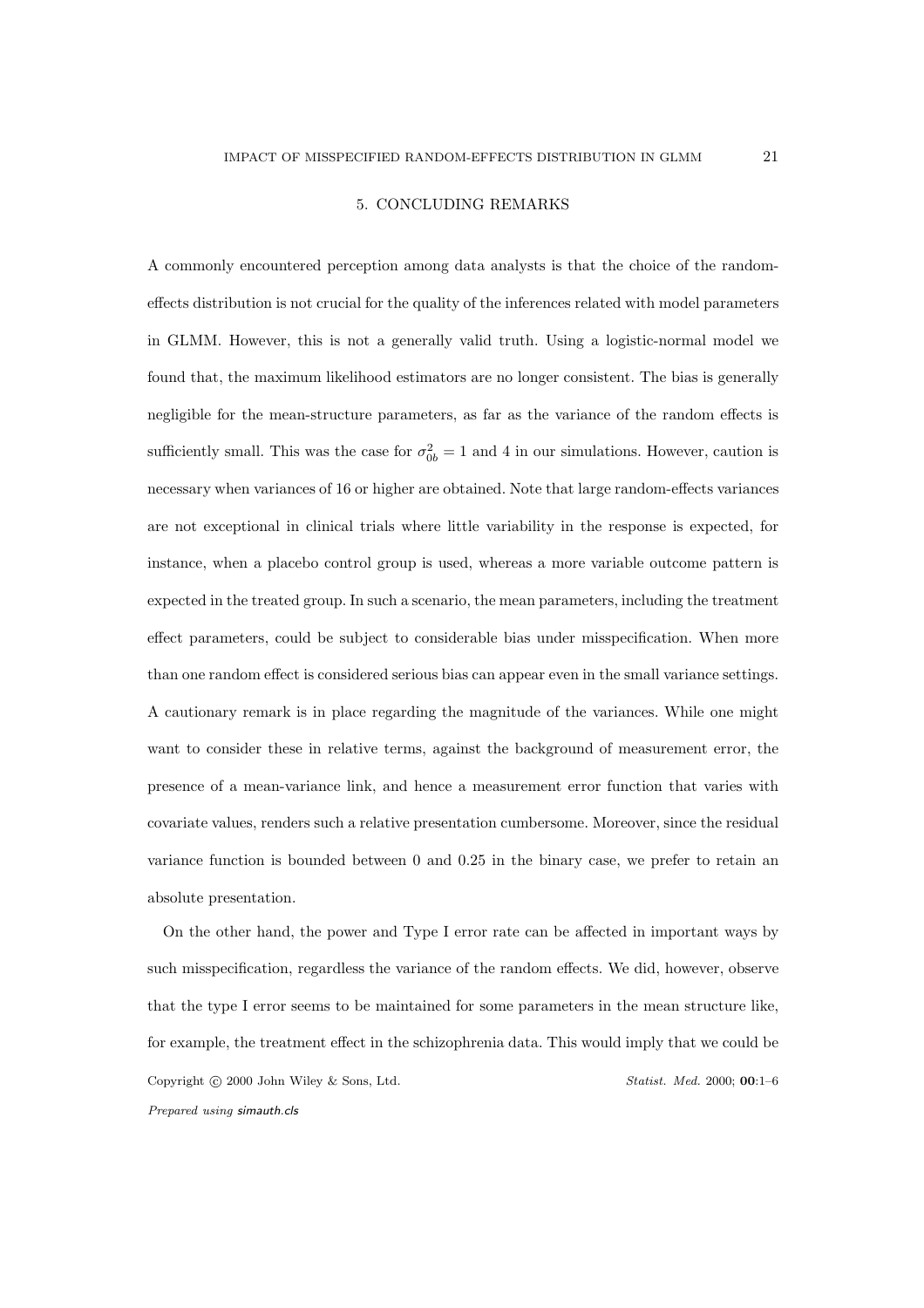## 5. CONCLUDING REMARKS

A commonly encountered perception among data analysts is that the choice of the random-effects distribution is not crucial for the quality of the inferences related with model parameters in GLMM. However, this is not a generally valid truth. Using a logistic-normal model we found that, the maximum likelihood estimators are no longer consistent. The bias is generally negligible for the mean-structure parameters, as far as the variance of the random effects is sufficiently small. This was the case for $\sigma_{0b}^2 = 1$ and 4 in our simulations. However, caution is necessary when variances of 16 or higher are obtained. Note that large random-effects variances are not exceptional in clinical trials where little variability in the response is expected, for instance, when a placebo control group is used, whereas a more variable outcome pattern is expected in the treated group. In such a scenario, the mean parameters, including the treatment effect parameters, could be subject to considerable bias under misspecification. When more than one random effect is considered serious bias can appear even in the small variance settings. A cautionary remark is in place regarding the magnitude of the variances. While one might want to consider these in relative terms, against the background of measurement error, the presence of a mean-variance link, and hence a measurement error function that varies with covariate values, renders such a relative presentation cumbersome. Moreover, since the residual variance function is bounded between 0 and 0.25 in the binary case, we prefer to retain an absolute presentation.

On the other hand, the power and Type I error rate can be affected in important ways by such misspecification, regardless the variance of the random effects. We did, however, observe that the type I error seems to be maintained for some parameters in the mean structure like, for example, the treatment effect in the schizophrenia data. This would imply that we could be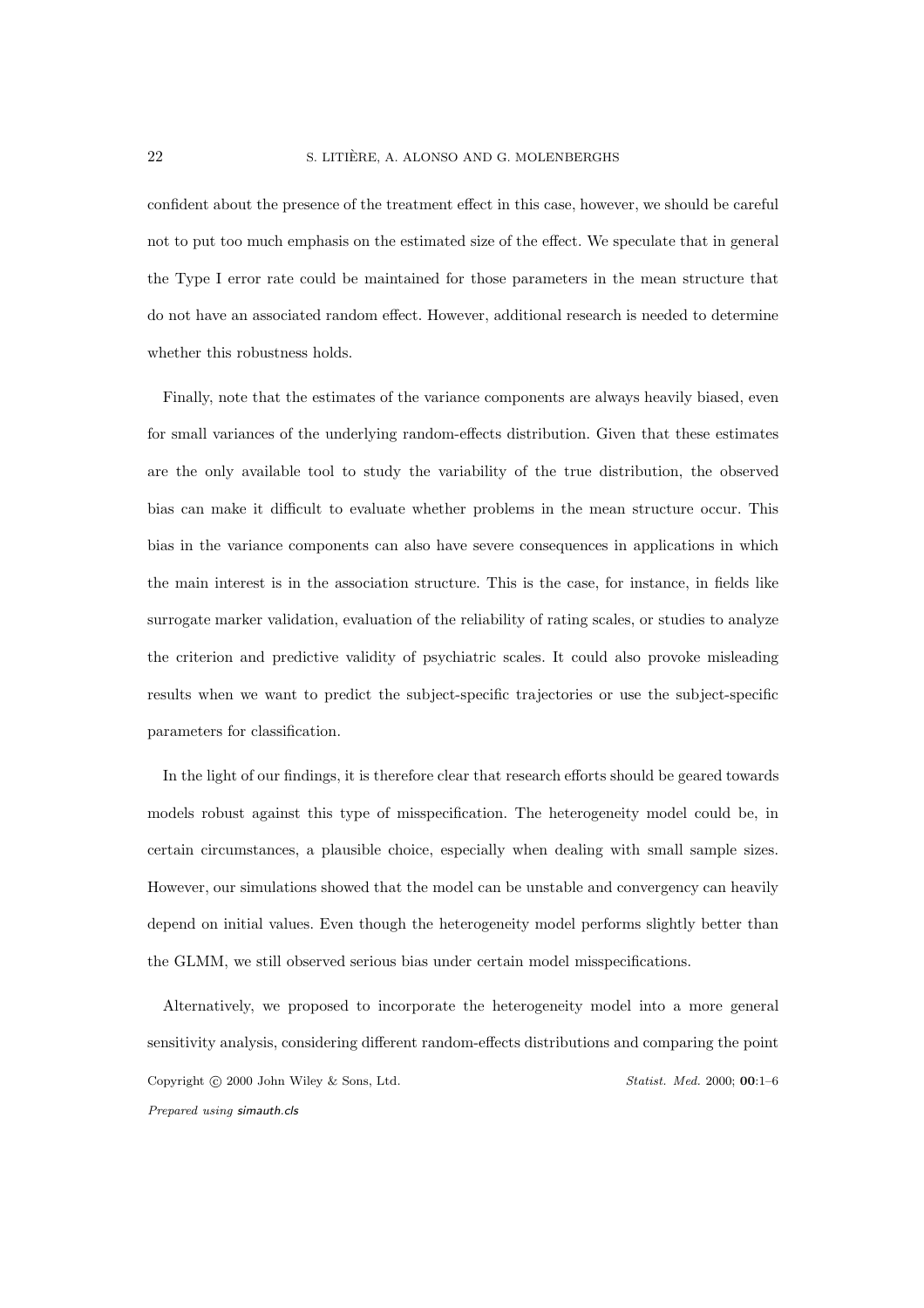confident about the presence of the treatment effect in this case, however, we should be careful not to put too much emphasis on the estimated size of the effect. We speculate that in general the Type I error rate could be maintained for those parameters in the mean structure that do not have an associated random effect. However, additional research is needed to determine whether this robustness holds.

Finally, note that the estimates of the variance components are always heavily biased, even for small variances of the underlying random-effects distribution. Given that these estimates are the only available tool to study the variability of the true distribution, the observed bias can make it difficult to evaluate whether problems in the mean structure occur. This bias in the variance components can also have severe consequences in applications in which the main interest is in the association structure. This is the case, for instance, in fields like surrogate marker validation, evaluation of the reliability of rating scales, or studies to analyze the criterion and predictive validity of psychiatric scales. It could also provoke misleading results when we want to predict the subject-specific trajectories or use the subject-specific parameters for classification.

In the light of our findings, it is therefore clear that research efforts should be geared towards models robust against this type of misspecification. The heterogeneity model could be, in certain circumstances, a plausible choice, especially when dealing with small sample sizes. However, our simulations showed that the model can be unstable and convergency can heavily depend on initial values. Even though the heterogeneity model performs slightly better than the GLMM, we still observed serious bias under certain model misspecifications.

Alternatively, we proposed to incorporate the heterogeneity model into a more general sensitivity analysis, considering different random-effects distributions and comparing the point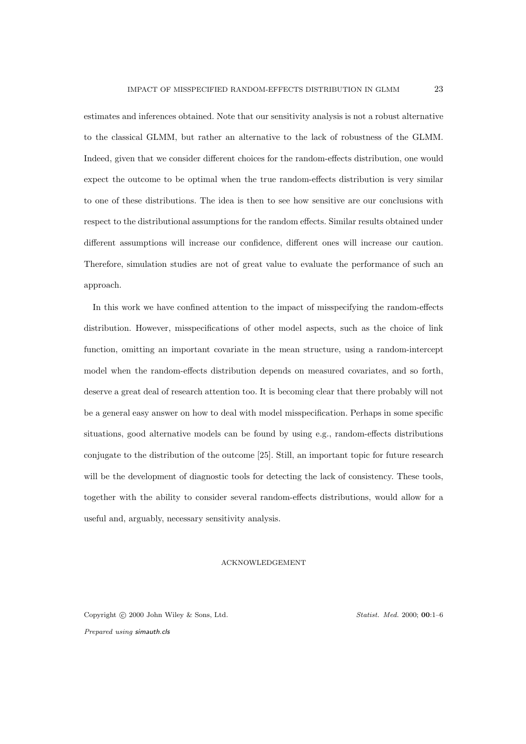estimates and inferences obtained. Note that our sensitivity analysis is not a robust alternative to the classical GLMM, but rather an alternative to the lack of robustness of the GLMM. Indeed, given that we consider different choices for the random-effects distribution, one would expect the outcome to be optimal when the true random-effects distribution is very similar to one of these distributions. The idea is then to see how sensitive are our conclusions with respect to the distributional assumptions for the random effects. Similar results obtained under different assumptions will increase our confidence, different ones will increase our caution. Therefore, simulation studies are not of great value to evaluate the performance of such an approach.

In this work we have confined attention to the impact of misspecifying the random-effects distribution. However, misspecifications of other model aspects, such as the choice of link function, omitting an important covariate in the mean structure, using a random-intercept model when the random-effects distribution depends on measured covariates, and so forth, deserve a great deal of research attention too. It is becoming clear that there probably will not be a general easy answer on how to deal with model misspecification. Perhaps in some specific situations, good alternative models can be found by using e.g., random-effects distributions conjugate to the distribution of the outcome [25]. Still, an important topic for future research will be the development of diagnostic tools for detecting the lack of consistency. These tools, together with the ability to consider several random-effects distributions, would allow for a useful and, arguably, necessary sensitivity analysis.

## ACKNOWLEDGEMENT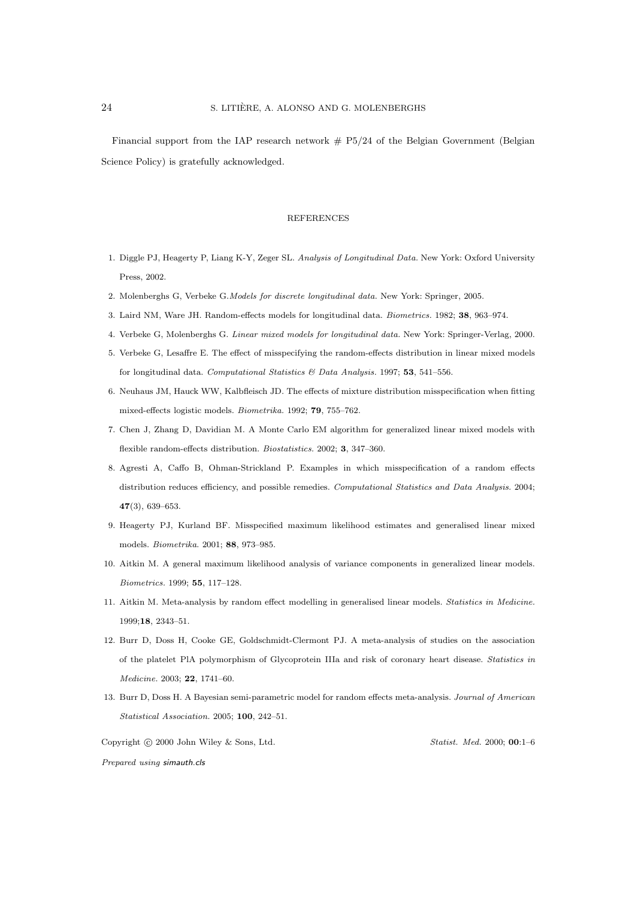Financial support from the IAP research network # P5/24 of the Belgian Government (Belgian Science Policy) is gratefully acknowledged.

## REFERENCES

1. Diggle PJ, Heagerty P, Liang K-Y, Zeger SL. *Analysis of Longitudinal Data.* New York: Oxford University Press, 2002.
2. Molenberghs G, Verbeke G.*Models for discrete longitudinal data.* New York: Springer, 2005.
3. Laird NM, Ware JH. Random-effects models for longitudinal data. *Biometrics.* 1982; **38**, 963–974.
4. Verbeke G, Molenberghs G. *Linear mixed models for longitudinal data.* New York: Springer-Verlag, 2000.
5. Verbeke G, Lesaffre E. The effect of misspecifying the random-effects distribution in linear mixed models for longitudinal data. *Computational Statistics & Data Analysis.* 1997; **53**, 541–556.
6. Neuhaus JM, Hauck WW, Kalbfleisch JD. The effects of mixture distribution misspecification when fitting mixed-effects logistic models. *Biometrika.* 1992; **79**, 755–762.
7. Chen J, Zhang D, Davidian M. A Monte Carlo EM algorithm for generalized linear mixed models with flexible random-effects distribution. *Biostatistics.* 2002; **3**, 347–360.
8. Agresti A, Caffo B, Ohman-Strickland P. Examples in which misspecification of a random effects distribution reduces efficiency, and possible remedies. *Computational Statistics and Data Analysis.* 2004; **47**(3), 639–653.
9. Heagerty PJ, Kurland BF. Misspecified maximum likelihood estimates and generalised linear mixed models. *Biometrika.* 2001; **88**, 973–985.
10. Aitkin M. A general maximum likelihood analysis of variance components in generalized linear models. *Biometrics.* 1999; **55**, 117–128.
11. Aitkin M. Meta-analysis by random effect modelling in generalised linear models. *Statistics in Medicine.* 1999;**18**, 2343–51.
12. Burr D, Doss H, Cooke GE, Goldschmidt-Clermont PJ. A meta-analysis of studies on the association of the platelet PlA polymorphism of Glycoprotein IIIa and risk of coronary heart disease. *Statistics in Medicine.* 2003; **22**, 1741–60.
13. Burr D, Doss H. A Bayesian semi-parametric model for random effects meta-analysis. *Journal of American Statistical Association.* 2005; **100**, 242–51.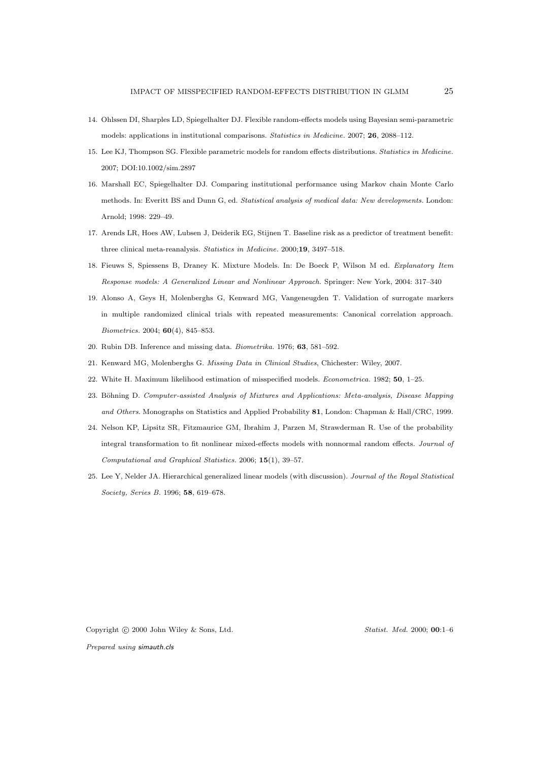14. Ohlssen DI, Sharples LD, Spiegelhalter DJ. Flexible random-effects models using Bayesian semi-parametric models: applications in institutional comparisons. *Statistics in Medicine*. 2007; **26**, 2088–112.
15. Lee KJ, Thompson SG. Flexible parametric models for random effects distributions. *Statistics in Medicine*. 2007; DOI:10.1002/sim.2897
16. Marshall EC, Spiegelhalter DJ. Comparing institutional performance using Markov chain Monte Carlo methods. In: Everitt BS and Dunn G, ed. *Statistical analysis of medical data: New developments*. London: Arnold; 1998: 229–49.
17. Arends LR, Hoes AW, Lubsen J, Deiderik EG, Stijnen T. Baseline risk as a predictor of treatment benefit: three clinical meta-reanalysis. *Statistics in Medicine*. 2000;**19**, 3497–518.
18. Fieuws S, Spiessens B, Draney K. Mixture Models. In: De Boeck P, Wilson M ed. *Explanatory Item Response models: A Generalized Linear and Nonlinear Approach*. Springer: New York, 2004: 317–340
19. Alonso A, Geys H, Molenberghs G, Kenward MG, Vangeneugden T. Validation of surrogate markers in multiple randomized clinical trials with repeated measurements: Canonical correlation approach. *Biometrics*. 2004; **60**(4), 845–853.
20. Rubin DB. Inference and missing data. *Biometrika*. 1976; **63**, 581–592.
21. Kenward MG, Molenberghs G. *Missing Data in Clinical Studies*, Chichester: Wiley, 2007.
22. White H. Maximum likelihood estimation of misspecified models. *Econometrica*. 1982; **50**, 1–25.
23. Böhning D. *Computer-assisted Analysis of Mixtures and Applications: Meta-analysis, Disease Mapping and Others*. Monographs on Statistics and Applied Probability **81**, London: Chapman & Hall/CRC, 1999.
24. Nelson KP, Lipsitz SR, Fitzmaurice GM, Ibrahim J, Parzen M, Strawderman R. Use of the probability integral transformation to fit nonlinear mixed-effects models with nonnormal random effects. *Journal of Computational and Graphical Statistics*. 2006; **15**(1), 39–57.
25. Lee Y, Nelder JA. Hierarchical generalized linear models (with discussion). *Journal of the Royal Statistical Society, Series B*. 1996; **58**, 619–678.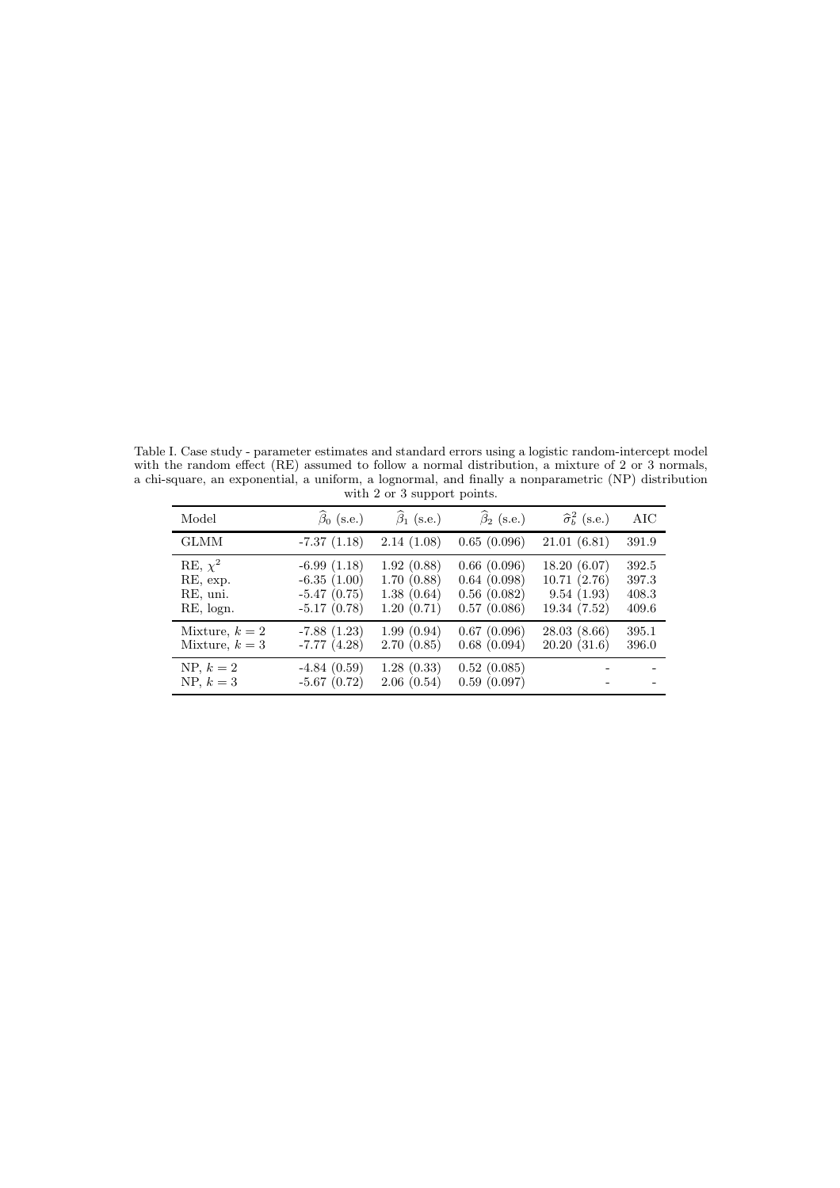Table I. Case study - parameter estimates and standard errors using a logistic random-intercept model with the random effect (RE) assumed to follow a normal distribution, a mixture of 2 or 3 normals, a chi-square, an exponential, a uniform, a lognormal, and finally a nonparametric (NP) distribution with 2 or 3 support points.

| Model | $\widehat{\beta}_0$ (s.e.) | $\widehat{\beta}_1$ (s.e.) | $\widehat{\beta}_2$ (s.e.) | $\widehat{\sigma}^2_b$ (s.e.) | AIC |
|---|---|---|---|---|---|
| GLMM | -7.37 (1.18) | 2.14 (1.08) | 0.65 (0.096) | 21.01 (6.81) | 391.9 |
| RE, $\chi^2$ | -6.99 (1.18) | 1.92 (0.88) | 0.66 (0.096) | 18.20 (6.07) | 392.5 |
| RE, exp. | -6.35 (1.00) | 1.70 (0.88) | 0.64 (0.098) | 10.71 (2.76) | 397.3 |
| RE, uni. | -5.47 (0.75) | 1.38 (0.64) | 0.56 (0.082) | 9.54 (1.93) | 408.3 |
| RE, logn. | -5.17 (0.78) | 1.20 (0.71) | 0.57 (0.086) | 19.34 (7.52) | 409.6 |
| Mixture, $k = 2$ | -7.88 (1.23) | 1.99 (0.94) | 0.67 (0.096) | 28.03 (8.66) | 395.1 |
| Mixture, $k = 3$ | -7.77 (4.28) | 2.70 (0.85) | 0.68 (0.094) | 20.20 (31.6) | 396.0 |
| NP, $k = 2$ | -4.84 (0.59) | 1.28 (0.33) | 0.52 (0.085) | - | - |
| NP, $k = 3$ | -5.67 (0.72) | 2.06 (0.54) | 0.59 (0.097) | - | - |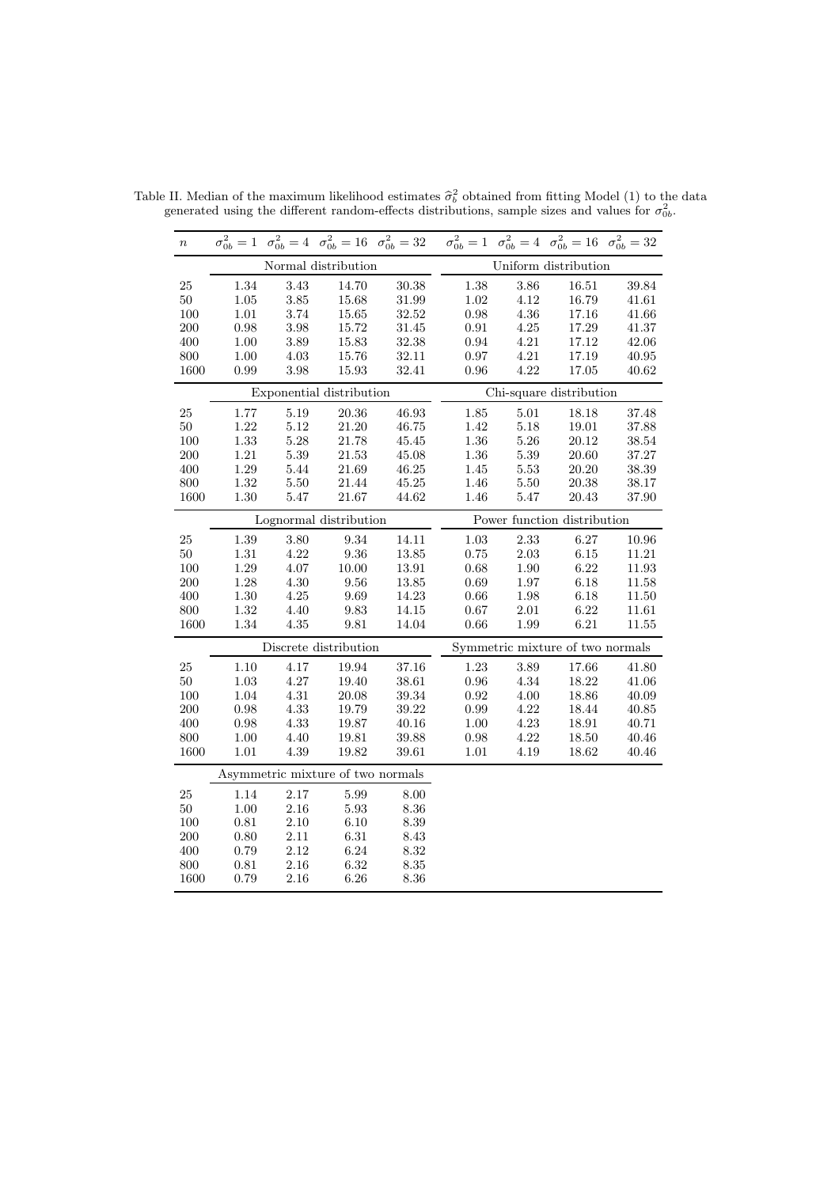Table II. Median of the maximum likelihood estimates $\widehat{\sigma}_b^2$ obtained from fitting Model (1) to the data generated using the different random-effects distributions, sample sizes and values for $\sigma_{0b}^2$.

| $n$ | $\sigma_{0b}^2 = 1$ | $\sigma_{0b}^2 = 4$ | $\sigma_{0b}^2 = 16$ | $\sigma_{0b}^2 = 32$ | $\sigma_{0b}^2 = 1$ | $\sigma_{0b}^2 = 4$ | $\sigma_{0b}^2 = 16$ | $\sigma_{0b}^2 = 32$ |
|---|---|---|---|---|---|---|---|---|
| | Normal distribution | | | | Uniform distribution | | | |
| 25 | 1.34 | 3.43 | 14.70 | 30.38 | 1.38 | 3.86 | 16.51 | 39.84 |
| 50 | 1.05 | 3.85 | 15.68 | 31.99 | 1.02 | 4.12 | 16.79 | 41.61 |
| 100 | 1.01 | 3.74 | 15.65 | 32.52 | 0.98 | 4.36 | 17.16 | 41.66 |
| 200 | 0.98 | 3.98 | 15.72 | 31.45 | 0.91 | 4.25 | 17.29 | 41.37 |
| 400 | 1.00 | 3.89 | 15.83 | 32.38 | 0.94 | 4.21 | 17.12 | 42.06 |
| 800 | 1.00 | 4.03 | 15.76 | 32.11 | 0.97 | 4.21 | 17.19 | 40.95 |
| 1600 | 0.99 | 3.98 | 15.93 | 32.41 | 0.96 | 4.22 | 17.05 | 40.62 |
| | Exponential distribution | | | | Chi-square distribution | | | |
| 25 | 1.77 | 5.19 | 20.36 | 46.93 | 1.85 | 5.01 | 18.18 | 37.48 |
| 50 | 1.22 | 5.12 | 21.20 | 46.75 | 1.42 | 5.18 | 19.01 | 37.88 |
| 100 | 1.33 | 5.28 | 21.78 | 45.45 | 1.36 | 5.26 | 20.12 | 38.54 |
| 200 | 1.21 | 5.39 | 21.53 | 45.08 | 1.36 | 5.39 | 20.60 | 37.27 |
| 400 | 1.29 | 5.44 | 21.69 | 46.25 | 1.45 | 5.53 | 20.20 | 38.39 |
| 800 | 1.32 | 5.50 | 21.44 | 45.25 | 1.46 | 5.50 | 20.38 | 38.17 |
| 1600 | 1.30 | 5.47 | 21.67 | 44.62 | 1.46 | 5.47 | 20.43 | 37.90 |
| | Lognormal distribution | | | | Power function distribution | | | |
| 25 | 1.39 | 3.80 | 9.34 | 14.11 | 1.03 | 2.33 | 6.27 | 10.96 |
| 50 | 1.31 | 4.22 | 9.36 | 13.85 | 0.75 | 2.03 | 6.15 | 11.21 |
| 100 | 1.29 | 4.07 | 10.00 | 13.91 | 0.68 | 1.90 | 6.22 | 11.93 |
| 200 | 1.28 | 4.30 | 9.56 | 13.85 | 0.69 | 1.97 | 6.18 | 11.58 |
| 400 | 1.30 | 4.25 | 9.69 | 14.23 | 0.66 | 1.98 | 6.18 | 11.50 |
| 800 | 1.32 | 4.40 | 9.83 | 14.15 | 0.67 | 2.01 | 6.22 | 11.61 |
| 1600 | 1.34 | 4.35 | 9.81 | 14.04 | 0.66 | 1.99 | 6.21 | 11.55 |
| | Discrete distribution | | | | Symmetric mixture of two normals | | | |
| 25 | 1.10 | 4.17 | 19.94 | 37.16 | 1.23 | 3.89 | 17.66 | 41.80 |
| 50 | 1.03 | 4.27 | 19.40 | 38.61 | 0.96 | 4.34 | 18.22 | 41.06 |
| 100 | 1.04 | 4.31 | 20.08 | 39.34 | 0.92 | 4.00 | 18.86 | 40.09 |
| 200 | 0.98 | 4.33 | 19.79 | 39.22 | 0.99 | 4.22 | 18.44 | 40.85 |
| 400 | 0.98 | 4.33 | 19.87 | 40.16 | 1.00 | 4.23 | 18.91 | 40.71 |
| 800 | 1.00 | 4.40 | 19.81 | 39.88 | 0.98 | 4.22 | 18.50 | 40.46 |
| 1600 | 1.01 | 4.39 | 19.82 | 39.61 | 1.01 | 4.19 | 18.62 | 40.46 |
| | Asymmetric mixture of two normals | | | | | | | |
| 25 | 1.14 | 2.17 | 5.99 | 8.00 | | | | |
| 50 | 1.00 | 2.16 | 5.93 | 8.36 | | | | |
| 100 | 0.81 | 2.10 | 6.10 | 8.39 | | | | |
| 200 | 0.80 | 2.11 | 6.31 | 8.43 | | | | |
| 400 | 0.79 | 2.12 | 6.24 | 8.32 | | | | |
| 800 | 0.81 | 2.16 | 6.32 | 8.35 | | | | |
| 1600 | 0.79 | 2.16 | 6.26 | 8.36 | | | | |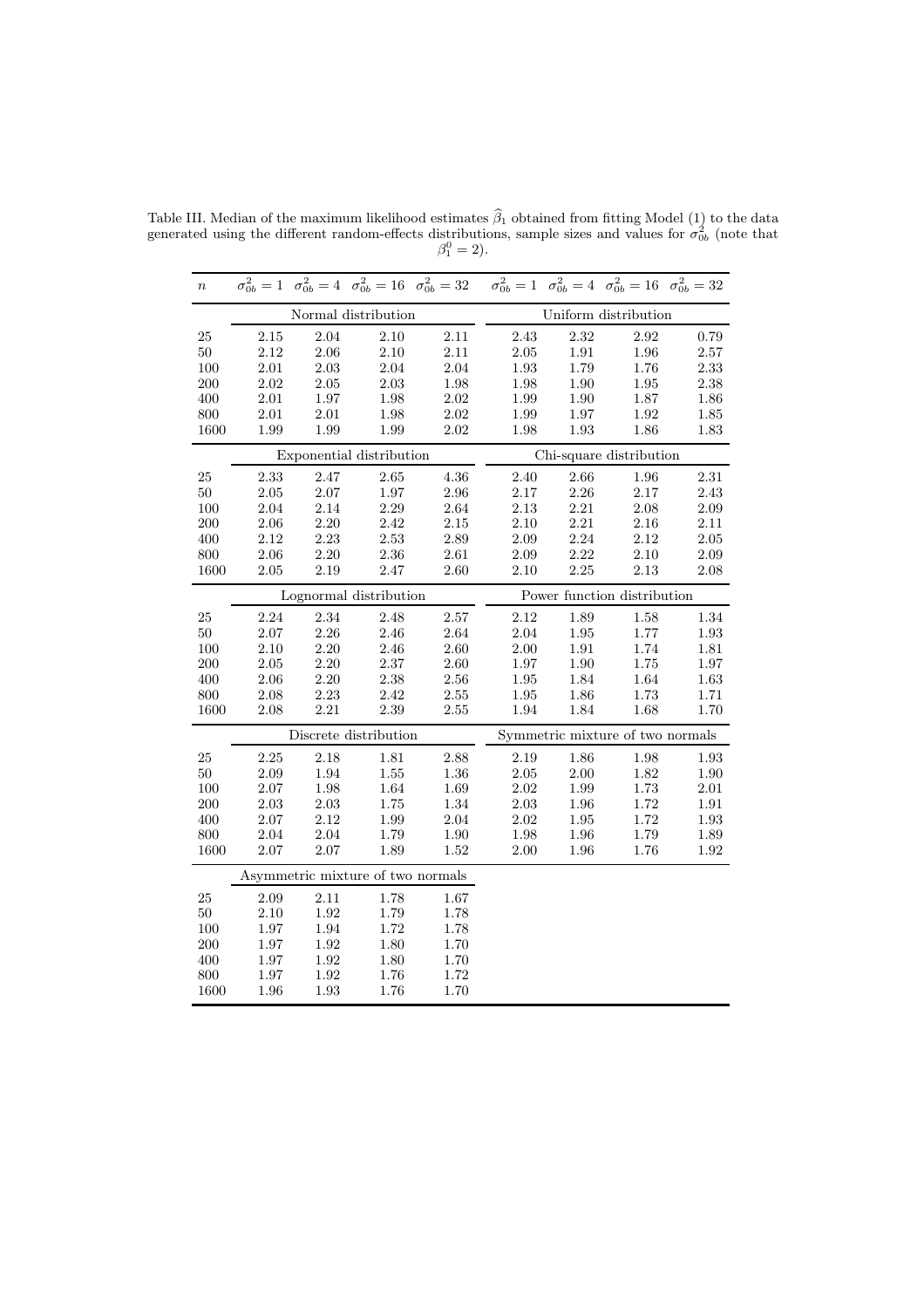Table III. Median of the maximum likelihood estimates $\widehat{\beta}_1$ obtained from fitting Model (1) to the data generated using the different random-effects distributions, sample sizes and values for $\sigma^2_{0b}$ (note that $\beta^0_1 = 2$).

| $n$ | $\sigma^2_{0b} = 1$ | $\sigma^2_{0b} = 4$ | $\sigma^2_{0b} = 16$ | $\sigma^2_{0b} = 32$ | $\sigma^2_{0b} = 1$ | $\sigma^2_{0b} = 4$ | $\sigma^2_{0b} = 16$ | $\sigma^2_{0b} = 32$ |
|---|---|---|---|---|---|---|---|---|
| | Normal distribution | | | | Uniform distribution | | | |
| 25 | 2.15 | 2.04 | 2.10 | 2.11 | 2.43 | 2.32 | 2.92 | 0.79 |
| 50 | 2.12 | 2.06 | 2.10 | 2.11 | 2.05 | 1.91 | 1.96 | 2.57 |
| 100 | 2.01 | 2.03 | 2.04 | 2.04 | 1.93 | 1.79 | 1.76 | 2.33 |
| 200 | 2.02 | 2.05 | 2.03 | 1.98 | 1.98 | 1.90 | 1.95 | 2.38 |
| 400 | 2.01 | 1.97 | 1.98 | 2.02 | 1.99 | 1.90 | 1.87 | 1.86 |
| 800 | 2.01 | 2.01 | 1.98 | 2.02 | 1.99 | 1.97 | 1.92 | 1.85 |
| 1600 | 1.99 | 1.99 | 1.99 | 2.02 | 1.98 | 1.93 | 1.86 | 1.83 |
| | Exponential distribution | | | | Chi-square distribution | | | |
| 25 | 2.33 | 2.47 | 2.65 | 4.36 | 2.40 | 2.66 | 1.96 | 2.31 |
| 50 | 2.05 | 2.07 | 1.97 | 2.96 | 2.17 | 2.26 | 2.17 | 2.43 |
| 100 | 2.04 | 2.14 | 2.29 | 2.64 | 2.13 | 2.21 | 2.08 | 2.09 |
| 200 | 2.06 | 2.20 | 2.42 | 2.15 | 2.10 | 2.21 | 2.16 | 2.11 |
| 400 | 2.12 | 2.23 | 2.53 | 2.89 | 2.09 | 2.24 | 2.12 | 2.05 |
| 800 | 2.06 | 2.20 | 2.36 | 2.61 | 2.09 | 2.22 | 2.10 | 2.09 |
| 1600 | 2.05 | 2.19 | 2.47 | 2.60 | 2.10 | 2.25 | 2.13 | 2.08 |
| | Lognormal distribution | | | | Power function distribution | | | |
| 25 | 2.24 | 2.34 | 2.48 | 2.57 | 2.12 | 1.89 | 1.58 | 1.34 |
| 50 | 2.07 | 2.26 | 2.46 | 2.64 | 2.04 | 1.95 | 1.77 | 1.93 |
| 100 | 2.10 | 2.20 | 2.46 | 2.60 | 2.00 | 1.91 | 1.74 | 1.81 |
| 200 | 2.05 | 2.20 | 2.37 | 2.60 | 1.97 | 1.90 | 1.75 | 1.97 |
| 400 | 2.06 | 2.20 | 2.38 | 2.56 | 1.95 | 1.84 | 1.64 | 1.63 |
| 800 | 2.08 | 2.23 | 2.42 | 2.55 | 1.95 | 1.86 | 1.73 | 1.71 |
| 1600 | 2.08 | 2.21 | 2.39 | 2.55 | 1.94 | 1.84 | 1.68 | 1.70 |
| | Discrete distribution | | | | Symmetric mixture of two normals | | | |
| 25 | 2.25 | 2.18 | 1.81 | 2.88 | 2.19 | 1.86 | 1.98 | 1.93 |
| 50 | 2.09 | 1.94 | 1.55 | 1.36 | 2.05 | 2.00 | 1.82 | 1.90 |
| 100 | 2.07 | 1.98 | 1.64 | 1.69 | 2.02 | 1.99 | 1.73 | 2.01 |
| 200 | 2.03 | 2.03 | 1.75 | 1.34 | 2.03 | 1.96 | 1.72 | 1.91 |
| 400 | 2.07 | 2.12 | 1.99 | 2.04 | 2.02 | 1.95 | 1.72 | 1.93 |
| 800 | 2.04 | 2.04 | 1.79 | 1.90 | 1.98 | 1.96 | 1.79 | 1.89 |
| 1600 | 2.07 | 2.07 | 1.89 | 1.52 | 2.00 | 1.96 | 1.76 | 1.92 |
| | Asymmetric mixture of two normals | | | | | | | |
| 25 | 2.09 | 2.11 | 1.78 | 1.67 | | | | |
| 50 | 2.10 | 1.92 | 1.79 | 1.78 | | | | |
| 100 | 1.97 | 1.94 | 1.72 | 1.78 | | | | |
| 200 | 1.97 | 1.92 | 1.80 | 1.70 | | | | |
| 400 | 1.97 | 1.92 | 1.80 | 1.70 | | | | |
| 800 | 1.97 | 1.92 | 1.76 | 1.72 | | | | |
| 1600 | 1.96 | 1.93 | 1.76 | 1.70 | | | | |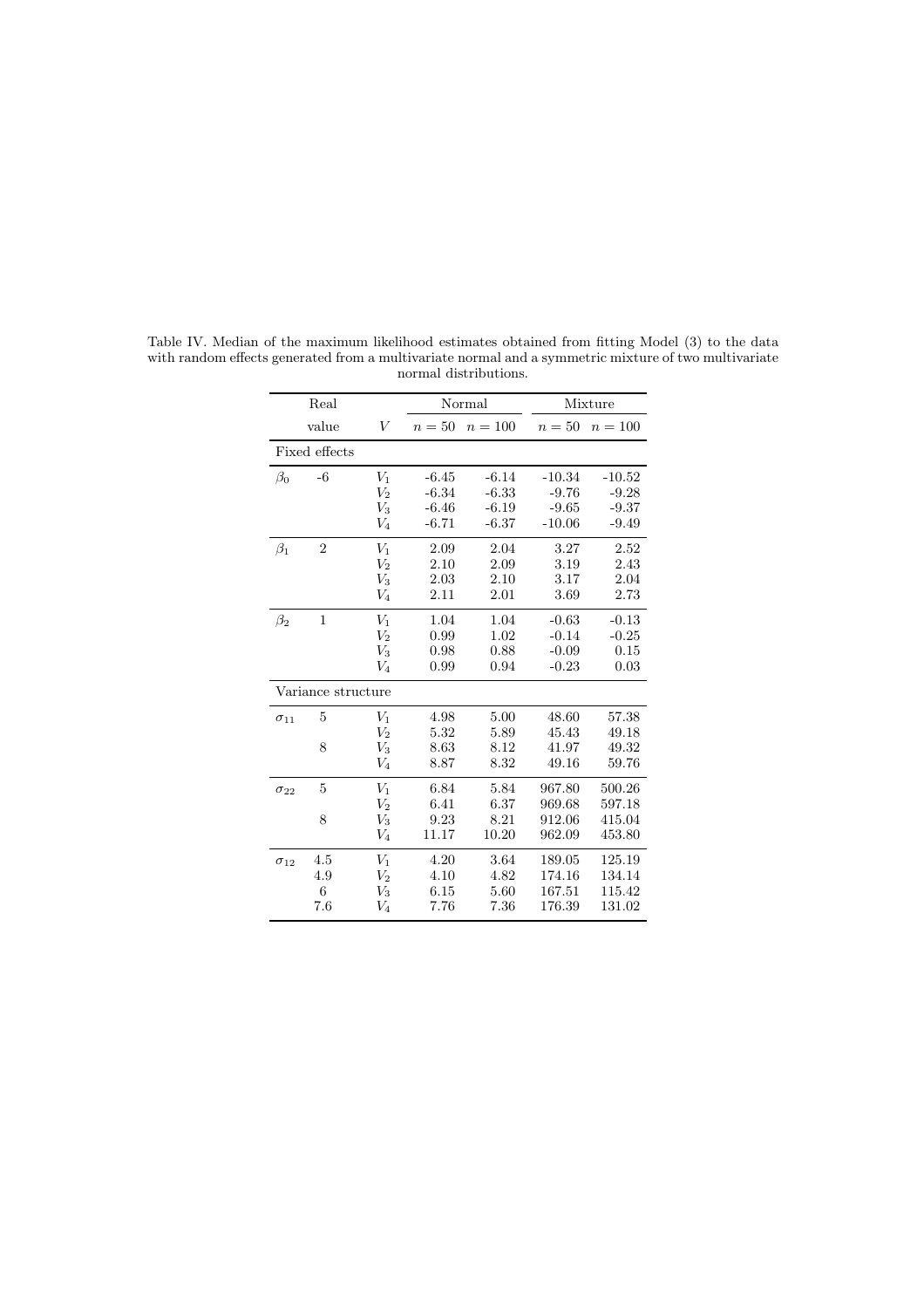Table IV. Median of the maximum likelihood estimates obtained from fitting Model (3) to the data with random effects generated from a multivariate normal and a symmetric mixture of two multivariate normal distributions.

| | Real value | $V$ | Normal | | Mixture | |
|---|---|---|---|---|---|---|
| | | | $n = 50$ | $n = 100$ | $n = 50$ | $n = 100$ |
| Fixed effects | | | | | | |
| $\beta_0$ | -6 | $V_1$ | -6.45 | -6.14 | -10.34 | -10.52 |
| | | $V_2$ | -6.34 | -6.33 | -9.76 | -9.28 |
| | | $V_3$ | -6.46 | -6.19 | -9.65 | -9.37 |
| | | $V_4$ | -6.71 | -6.37 | -10.06 | -9.49 |
| $\beta_1$ | 2 | $V_1$ | 2.09 | 2.04 | 3.27 | 2.52 |
| | | $V_2$ | 2.10 | 2.09 | 3.19 | 2.43 |
| | | $V_3$ | 2.03 | 2.10 | 3.17 | 2.04 |
| | | $V_4$ | 2.11 | 2.01 | 3.69 | 2.73 |
| $\beta_2$ | 1 | $V_1$ | 1.04 | 1.04 | -0.63 | -0.13 |
| | | $V_2$ | 0.99 | 1.02 | -0.14 | -0.25 |
| | | $V_3$ | 0.98 | 0.88 | -0.09 | 0.15 |
| | | $V_4$ | 0.99 | 0.94 | -0.23 | 0.03 |
| Variance structure | | | | | | |
| $\sigma_{11}$ | 5 | $V_1$ | 4.98 | 5.00 | 48.60 | 57.38 |
| | | $V_2$ | 5.32 | 5.89 | 45.43 | 49.18 |
| | 8 | $V_3$ | 8.63 | 8.12 | 41.97 | 49.32 |
| | | $V_4$ | 8.87 | 8.32 | 49.16 | 59.76 |
| $\sigma_{22}$ | 5 | $V_1$ | 6.84 | 5.84 | 967.80 | 500.26 |
| | | $V_2$ | 6.41 | 6.37 | 969.68 | 597.18 |
| | 8 | $V_3$ | 9.23 | 8.21 | 912.06 | 415.04 |
| | | $V_4$ | 11.17 | 10.20 | 962.09 | 453.80 |
| $\sigma_{12}$ | 4.5 | $V_1$ | 4.20 | 3.64 | 189.05 | 125.19 |
| | 4.9 | $V_2$ | 4.10 | 4.82 | 174.16 | 134.14 |
| | 6 | $V_3$ | 6.15 | 5.60 | 167.51 | 115.42 |
| | 7.6 | $V_4$ | 7.76 | 7.36 | 176.39 | 131.02 |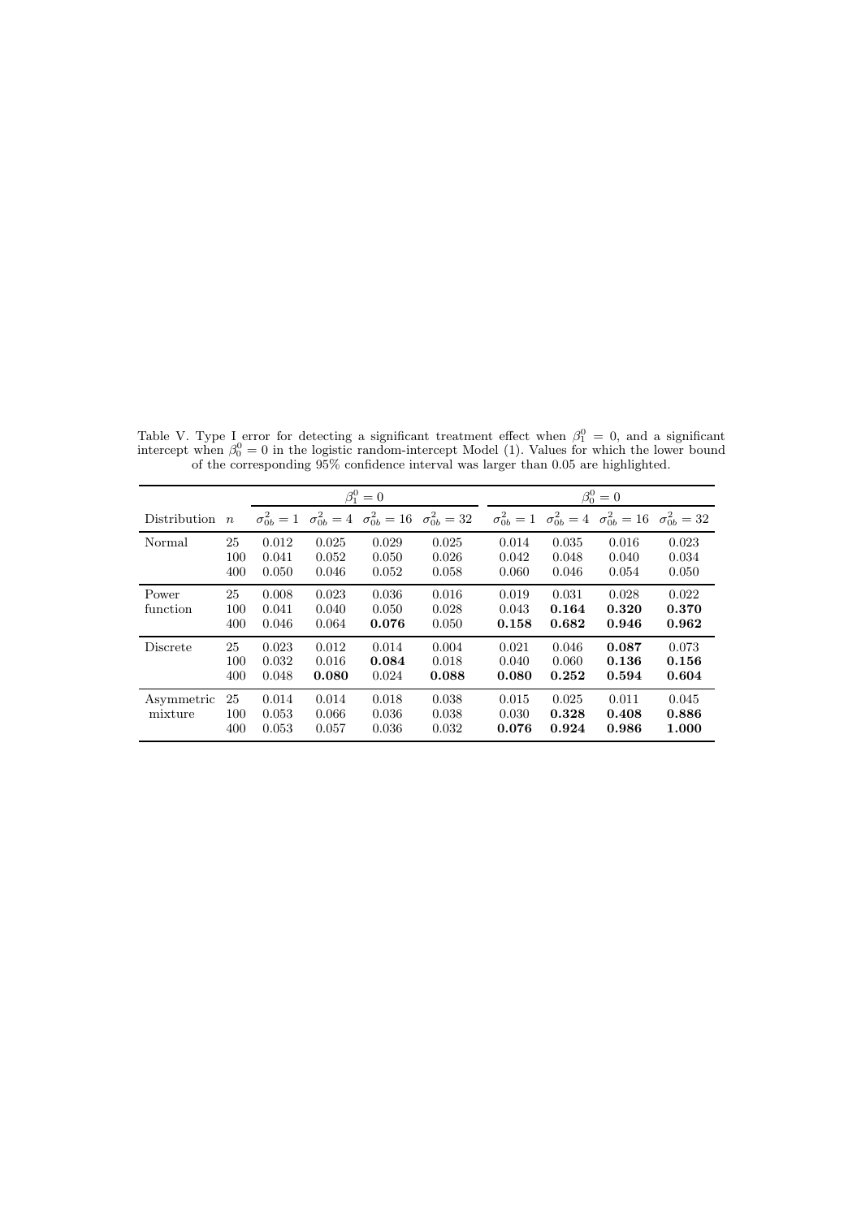Table V. Type I error for detecting a significant treatment effect when $\beta_1^0 = 0$, and a significant intercept when $\beta_0^0 = 0$ in the logistic random-intercept Model (1). Values for which the lower bound of the corresponding 95% confidence interval was larger than 0.05 are highlighted.

| | | $\beta_1^0 = 0$ | | | | $\beta_0^0 = 0$ | | | |
|---|---|---|---|---|---|---|---|---|---|
| Distribution | $n$ | $\sigma_{0b}^2 = 1$ | $\sigma_{0b}^2 = 4$ | $\sigma_{0b}^2 = 16$ | $\sigma_{0b}^2 = 32$ | $\sigma_{0b}^2 = 1$ | $\sigma_{0b}^2 = 4$ | $\sigma_{0b}^2 = 16$ | $\sigma_{0b}^2 = 32$ |
| Normal | 25 | 0.012 | 0.025 | 0.029 | 0.025 | 0.014 | 0.035 | 0.016 | 0.023 |
| | 100 | 0.041 | 0.052 | 0.050 | 0.026 | 0.042 | 0.048 | 0.040 | 0.034 |
| | 400 | 0.050 | 0.046 | 0.052 | 0.058 | 0.060 | 0.046 | 0.054 | 0.050 |
| Power function | 25 | 0.008 | 0.023 | 0.036 | 0.016 | 0.019 | 0.031 | 0.028 | 0.022 |
| | 100 | 0.041 | 0.040 | 0.050 | 0.028 | 0.043 | **0.164** | **0.320** | **0.370** |
| | 400 | 0.046 | 0.064 | **0.076** | 0.050 | **0.158** | **0.682** | **0.946** | **0.962** |
| Discrete | 25 | 0.023 | 0.012 | 0.014 | 0.004 | 0.021 | 0.046 | **0.087** | 0.073 |
| | 100 | 0.032 | 0.016 | **0.084** | 0.018 | 0.040 | 0.060 | **0.136** | **0.156** |
| | 400 | 0.048 | **0.080** | 0.024 | **0.088** | **0.080** | **0.252** | **0.594** | **0.604** |
| Asymmetric mixture | 25 | 0.014 | 0.014 | 0.018 | 0.038 | 0.015 | 0.025 | 0.011 | 0.045 |
| | 100 | 0.053 | 0.066 | 0.036 | 0.038 | 0.030 | **0.328** | **0.408** | **0.886** |
| | 400 | 0.053 | 0.057 | 0.036 | 0.032 | **0.076** | **0.924** | **0.986** | **1.000** |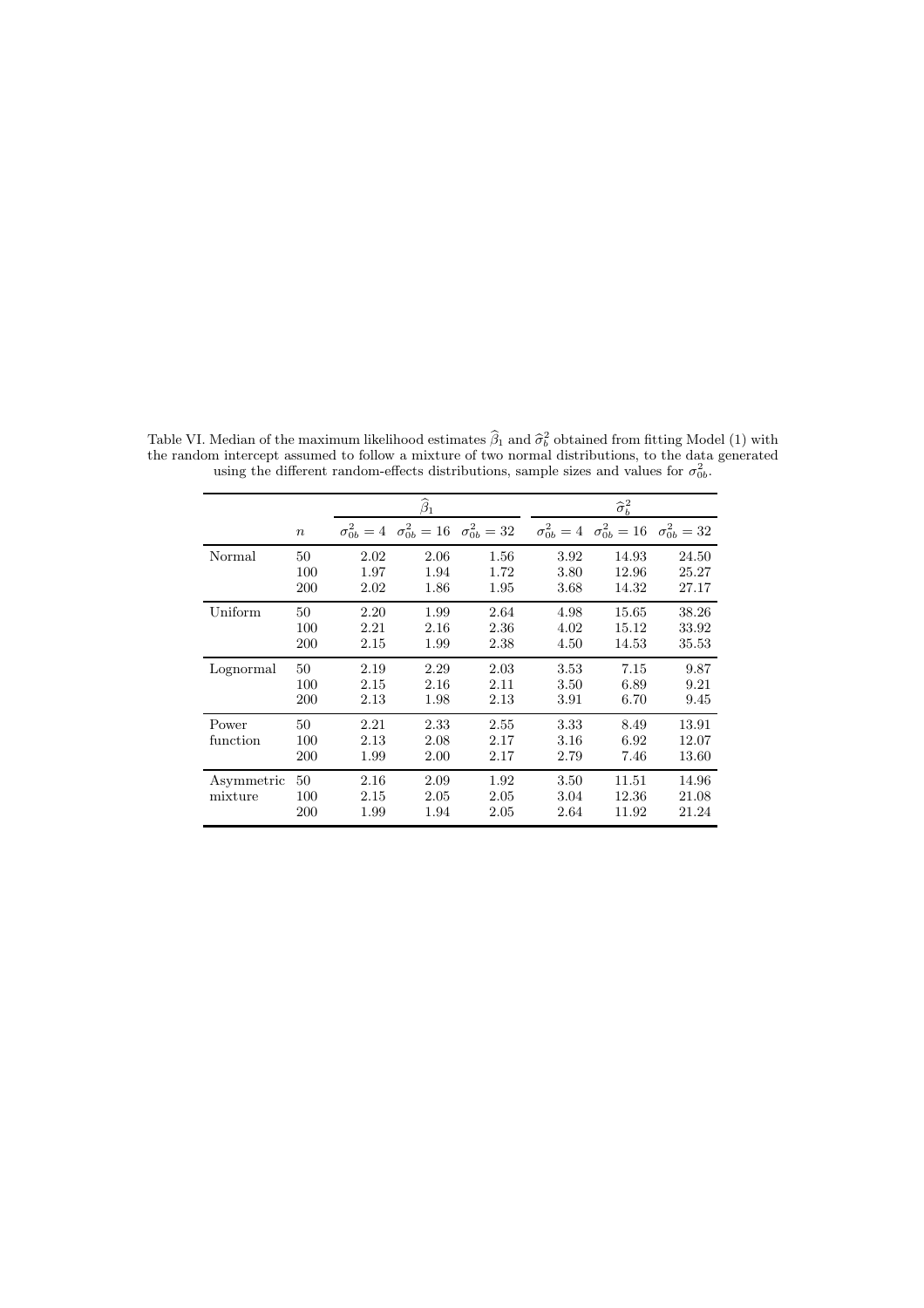Table VI. Median of the maximum likelihood estimates $\widehat{\beta}_1$ and $\widehat{\sigma}_b^2$ obtained from fitting Model (1) with the random intercept assumed to follow a mixture of two normal distributions, to the data generated using the different random-effects distributions, sample sizes and values for $\sigma_{0b}^2$.

| | | $\widehat{\beta}_1$ | | | $\widehat{\sigma}_b^2$ | | |
|---|---|---|---|---|---|---|---|
| | $n$ | $\sigma_{0b}^2 = 4$ | $\sigma_{0b}^2 = 16$ | $\sigma_{0b}^2 = 32$ | $\sigma_{0b}^2 = 4$ | $\sigma_{0b}^2 = 16$ | $\sigma_{0b}^2 = 32$ |
| Normal | 50 | 2.02 | 2.06 | 1.56 | 3.92 | 14.93 | 24.50 |
| | 100 | 1.97 | 1.94 | 1.72 | 3.80 | 12.96 | 25.27 |
| | 200 | 2.02 | 1.86 | 1.95 | 3.68 | 14.32 | 27.17 |
| Uniform | 50 | 2.20 | 1.99 | 2.64 | 4.98 | 15.65 | 38.26 |
| | 100 | 2.21 | 2.16 | 2.36 | 4.02 | 15.12 | 33.92 |
| | 200 | 2.15 | 1.99 | 2.38 | 4.50 | 14.53 | 35.53 |
| Lognormal | 50 | 2.19 | 2.29 | 2.03 | 3.53 | 7.15 | 9.87 |
| | 100 | 2.15 | 2.16 | 2.11 | 3.50 | 6.89 | 9.21 |
| | 200 | 2.13 | 1.98 | 2.13 | 3.91 | 6.70 | 9.45 |
| Power function | 50 | 2.21 | 2.33 | 2.55 | 3.33 | 8.49 | 13.91 |
| | 100 | 2.13 | 2.08 | 2.17 | 3.16 | 6.92 | 12.07 |
| | 200 | 1.99 | 2.00 | 2.17 | 2.79 | 7.46 | 13.60 |
| Asymmetric mixture | 50 | 2.16 | 2.09 | 1.92 | 3.50 | 11.51 | 14.96 |
| | 100 | 2.15 | 2.05 | 2.05 | 3.04 | 12.36 | 21.08 |
| | 200 | 1.99 | 1.94 | 2.05 | 2.64 | 11.92 | 21.24 |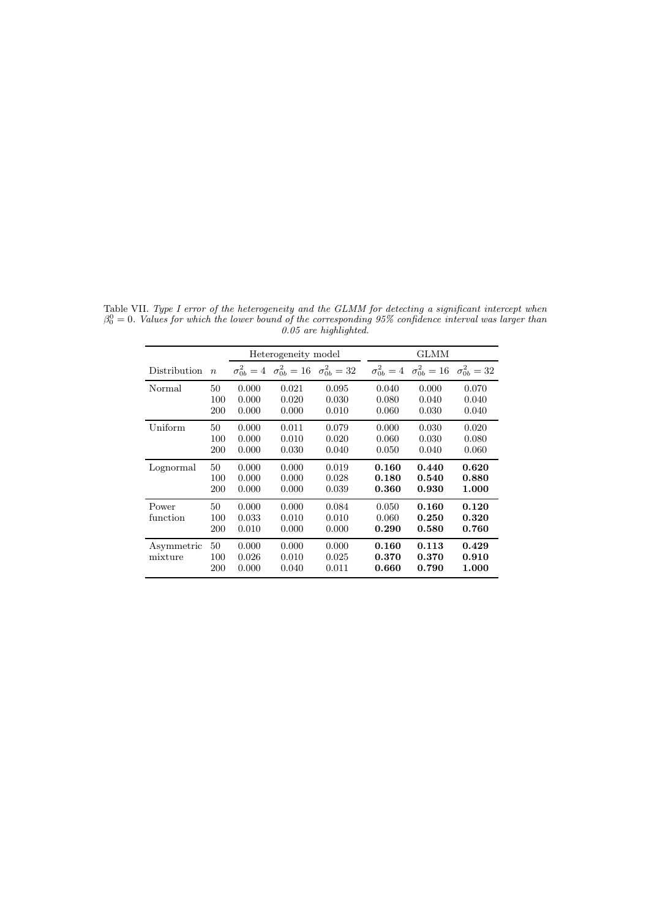Table VII. *Type I error of the heterogeneity and the GLMM for detecting a significant intercept when $\beta_0^0 = 0$. Values for which the lower bound of the corresponding 95% confidence interval was larger than 0.05 are highlighted.*

| | | Heterogeneity model | | | GLMM | | |
|---|---|---|---|---|---|---|---|
| Distribution | $n$ | $\sigma_{0b}^2 = 4$ | $\sigma_{0b}^2 = 16$ | $\sigma_{0b}^2 = 32$ | $\sigma_{0b}^2 = 4$ | $\sigma_{0b}^2 = 16$ | $\sigma_{0b}^2 = 32$ |
| Normal | 50 | 0.000 | 0.021 | 0.095 | 0.040 | 0.000 | 0.070 |
| | 100 | 0.000 | 0.020 | 0.030 | 0.080 | 0.040 | 0.040 |
| | 200 | 0.000 | 0.000 | 0.010 | 0.060 | 0.030 | 0.040 |
| Uniform | 50 | 0.000 | 0.011 | 0.079 | 0.000 | 0.030 | 0.020 |
| | 100 | 0.000 | 0.010 | 0.020 | 0.060 | 0.030 | 0.080 |
| | 200 | 0.000 | 0.030 | 0.040 | 0.050 | 0.040 | 0.060 |
| Lognormal | 50 | 0.000 | 0.000 | 0.019 | **0.160** | **0.440** | **0.620** |
| | 100 | 0.000 | 0.000 | 0.028 | **0.180** | **0.540** | **0.880** |
| | 200 | 0.000 | 0.000 | 0.039 | **0.360** | **0.930** | **1.000** |
| Power function | 50 | 0.000 | 0.000 | 0.084 | 0.050 | **0.160** | **0.120** |
| | 100 | 0.000 | 0.033 | 0.010 | 0.060 | **0.250** | **0.320** |
| | 200 | 0.010 | 0.000 | 0.000 | **0.290** | **0.580** | **0.760** |
| Asymmetric mixture | 50 | 0.000 | 0.000 | 0.000 | **0.160** | **0.113** | **0.429** |
| | 100 | 0.026 | 0.010 | 0.025 | **0.370** | **0.370** | **0.910** |
| | 200 | 0.000 | 0.040 | 0.011 | **0.660** | **0.790** | **1.000** |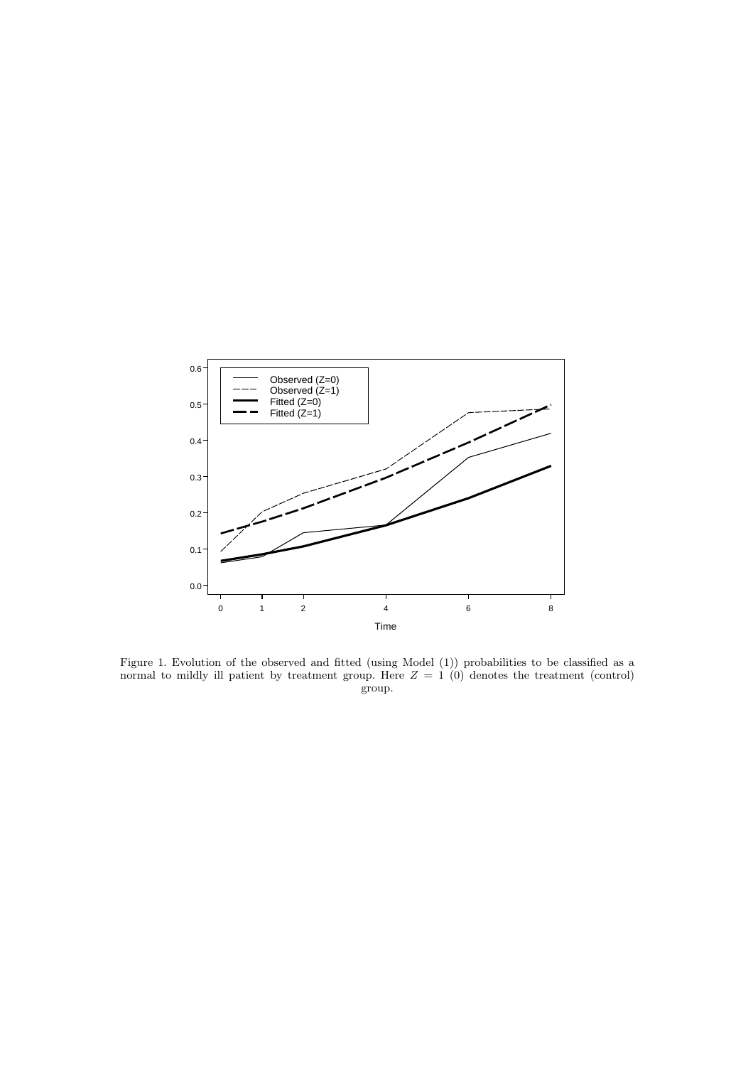Figure 1. Evolution of the observed and fitted (using Model (1)) probabilities to be classified as a normal to mildly ill patient by treatment group. Here $Z = 1$ (0) denotes the treatment (control) group.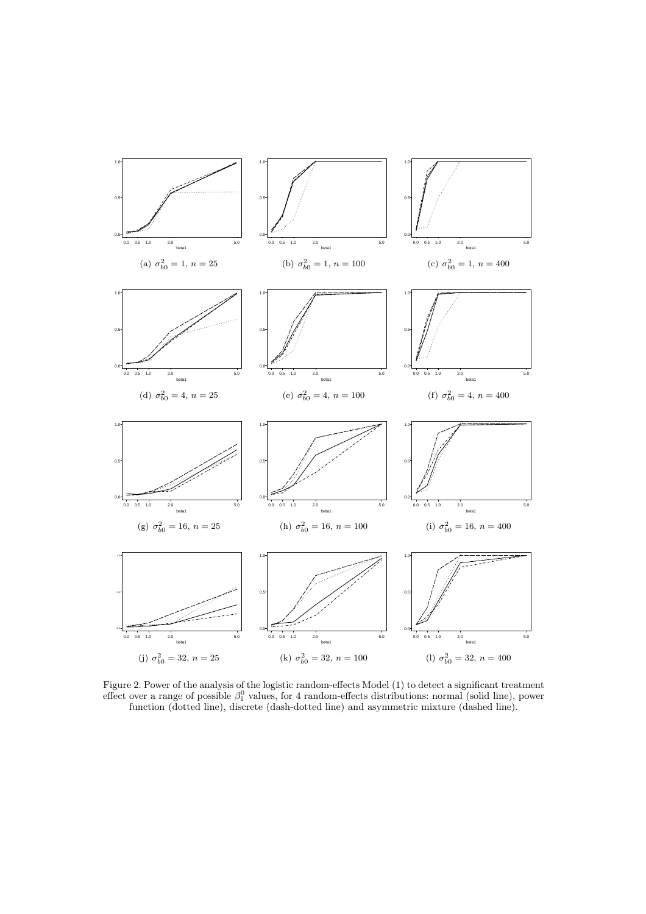1.0
0.5
0.0
0.0 0.5 1.0 2.0 5.0
beta1

(a) $\sigma^2_{b0} = 1$, $n = 25$

1.0
0.5
0.0
0.0 0.5 1.0 2.0 5.0
beta1

(b) $\sigma^2_{b0} = 1$, $n = 100$

1.0
0.5
0.0
0.0 0.5 1.0 2.0 5.0
beta1

(c) $\sigma^2_{b0} = 1$, $n = 400$

1.0
0.5
0.0
0.0 0.5 1.0 2.0 5.0
beta1

(d) $\sigma^2_{b0} = 4$, $n = 25$

1.0
0.5
0.0
0.0 0.5 1.0 2.0 5.0
beta1

(e) $\sigma^2_{b0} = 4$, $n = 100$

1.0
0.5
0.0
0.0 0.5 1.0 2.0 5.0
beta1

(f) $\sigma^2_{b0} = 4$, $n = 400$

1.0
0.5
0.0
0.0 0.5 1.0 2.0 5.0
beta1

(g) $\sigma^2_{b0} = 16$, $n = 25$

1.0
0.5
0.0
0.0 0.5 1.0 2.0 5.0
beta1

(h) $\sigma^2_{b0} = 16$, $n = 100$

1.0
0.5
0.0
0.0 0.5 1.0 2.0 5.0
beta1

(i) $\sigma^2_{b0} = 16$, $n = 400$

1.0
0.5
0.0
0.0 0.5 1.0 2.0 5.0
beta1

(j) $\sigma^2_{b0} = 32$, $n = 25$

1.0
0.5
0.0
0.0 0.5 1.0 2.0 5.0
beta1

(k) $\sigma^2_{b0} = 32$, $n = 100$

1.0
0.5
0.0
0.0 0.5 1.0 2.0 5.0
beta1

(l) $\sigma^2_{b0} = 32$, $n = 400$

Figure 2. Power of the analysis of the logistic random-effects Model (1) to detect a significant treatment effect over a range of possible $\beta^0_1$ values, for 4 random-effects distributions: normal (solid line), power function (dotted line), discrete (dash-dotted line) and asymmetric mixture (dashed line).